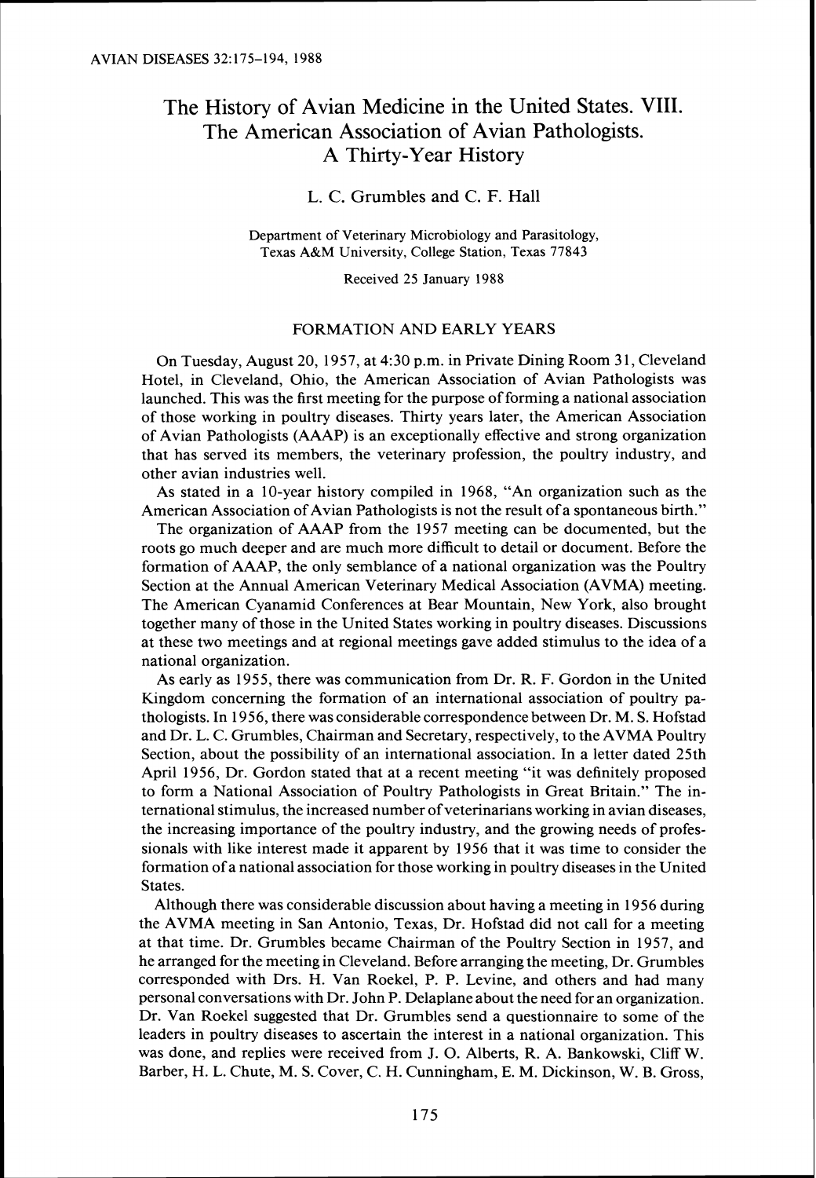# The History of Avian Medicine in the United States. VIII. The American Association of Avian Pathologists. A Thirty-Year History

L. C. Grumbles and C. F. Hall

Department of Veterinary Microbiology and Parasitology,
Texas A&M University, College Station, Texas 77843

Received 25 January 1988

## FORMATION AND EARLY YEARS

On Tuesday, August 20, 1957, at 4:30 p.m. in Private Dining Room 31, Cleveland Hotel, in Cleveland, Ohio, the American Association of Avian Pathologists was launched. This was the first meeting for the purpose of forming a national association of those working in poultry diseases. Thirty years later, the American Association of Avian Pathologists (AAAP) is an exceptionally effective and strong organization that has served its members, the veterinary profession, the poultry industry, and other avian industries well.

As stated in a 10-year history compiled in 1968, "An organization such as the American Association of Avian Pathologists is not the result of a spontaneous birth."

The organization of AAAP from the 1957 meeting can be documented, but the roots go much deeper and are much more difficult to detail or document. Before the formation of AAAP, the only semblance of a national organization was the Poultry Section at the Annual American Veterinary Medical Association (AVMA) meeting. The American Cyanamid Conferences at Bear Mountain, New York, also brought together many of those in the United States working in poultry diseases. Discussions at these two meetings and at regional meetings gave added stimulus to the idea of a national organization.

As early as 1955, there was communication from Dr. R. F. Gordon in the United Kingdom concerning the formation of an international association of poultry pathologists. In 1956, there was considerable correspondence between Dr. M. S. Hofstad and Dr. L. C. Grumbles, Chairman and Secretary, respectively, to the AVMA Poultry Section, about the possibility of an international association. In a letter dated 25th April 1956, Dr. Gordon stated that at a recent meeting "it was definitely proposed to form a National Association of Poultry Pathologists in Great Britain." The international stimulus, the increased number of veterinarians working in avian diseases, the increasing importance of the poultry industry, and the growing needs of professionals with like interest made it apparent by 1956 that it was time to consider the formation of a national association for those working in poultry diseases in the United States.

Although there was considerable discussion about having a meeting in 1956 during the AVMA meeting in San Antonio, Texas, Dr. Hofstad did not call for a meeting at that time. Dr. Grumbles became Chairman of the Poultry Section in 1957, and he arranged for the meeting in Cleveland. Before arranging the meeting, Dr. Grumbles corresponded with Drs. H. Van Roekel, P. P. Levine, and others and had many personal conversations with Dr. John P. Delaplane about the need for an organization. Dr. Van Roekel suggested that Dr. Grumbles send a questionnaire to some of the leaders in poultry diseases to ascertain the interest in a national organization. This was done, and replies were received from J. O. Alberts, R. A. Bankowski, Cliff W. Barber, H. L. Chute, M. S. Cover, C. H. Cunningham, E. M. Dickinson, W. B. Gross,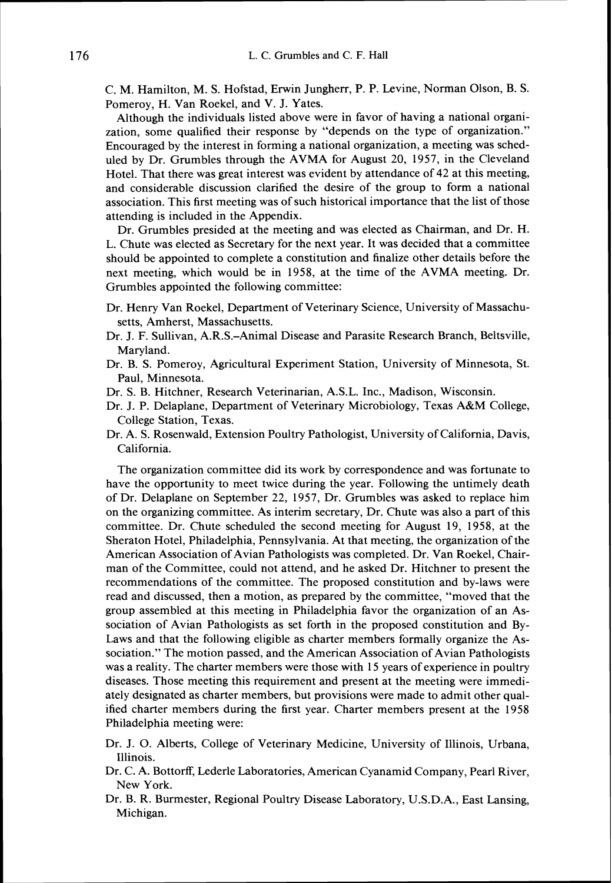C. M. Hamilton, M. S. Hofstad, Erwin Jungherr, P. P. Levine, Norman Olson, B. S. Pomeroy, H. Van Roekel, and V. J. Yates.

Although the individuals listed above were in favor of having a national organization, some qualified their response by "depends on the type of organization." Encouraged by the interest in forming a national organization, a meeting was scheduled by Dr. Grumbles through the AVMA for August 20, 1957, in the Cleveland Hotel. That there was great interest was evident by attendance of 42 at this meeting, and considerable discussion clarified the desire of the group to form a national association. This first meeting was of such historical importance that the list of those attending is included in the Appendix.

Dr. Grumbles presided at the meeting and was elected as Chairman, and Dr. H. L. Chute was elected as Secretary for the next year. It was decided that a committee should be appointed to complete a constitution and finalize other details before the next meeting, which would be in 1958, at the time of the AVMA meeting. Dr. Grumbles appointed the following committee:

- Dr. Henry Van Roekel, Department of Veterinary Science, University of Massachusetts, Amherst, Massachusetts.
- Dr. J. F. Sullivan, A.R.S.–Animal Disease and Parasite Research Branch, Beltsville, Maryland.
- Dr. B. S. Pomeroy, Agricultural Experiment Station, University of Minnesota, St. Paul, Minnesota.
- Dr. S. B. Hitchner, Research Veterinarian, A.S.L. Inc., Madison, Wisconsin.
- Dr. J. P. Delaplane, Department of Veterinary Microbiology, Texas A&M College, College Station, Texas.
- Dr. A. S. Rosenwald, Extension Poultry Pathologist, University of California, Davis, California.

The organization committee did its work by correspondence and was fortunate to have the opportunity to meet twice during the year. Following the untimely death of Dr. Delaplane on September 22, 1957, Dr. Grumbles was asked to replace him on the organizing committee. As interim secretary, Dr. Chute was also a part of this committee. Dr. Chute scheduled the second meeting for August 19, 1958, at the Sheraton Hotel, Philadelphia, Pennsylvania. At that meeting, the organization of the American Association of Avian Pathologists was completed. Dr. Van Roekel, Chairman of the Committee, could not attend, and he asked Dr. Hitchner to present the recommendations of the committee. The proposed constitution and by-laws were read and discussed, then a motion, as prepared by the committee, "moved that the group assembled at this meeting in Philadelphia favor the organization of an Association of Avian Pathologists as set forth in the proposed constitution and By-Laws and that the following eligible as charter members formally organize the Association." The motion passed, and the American Association of Avian Pathologists was a reality. The charter members were those with 15 years of experience in poultry diseases. Those meeting this requirement and present at the meeting were immediately designated as charter members, but provisions were made to admit other qualified charter members during the first year. Charter members present at the 1958 Philadelphia meeting were:

- Dr. J. O. Alberts, College of Veterinary Medicine, University of Illinois, Urbana, Illinois.
- Dr. C. A. Bottorff, Lederle Laboratories, American Cyanamid Company, Pearl River, New York.
- Dr. B. R. Burmester, Regional Poultry Disease Laboratory, U.S.D.A., East Lansing, Michigan.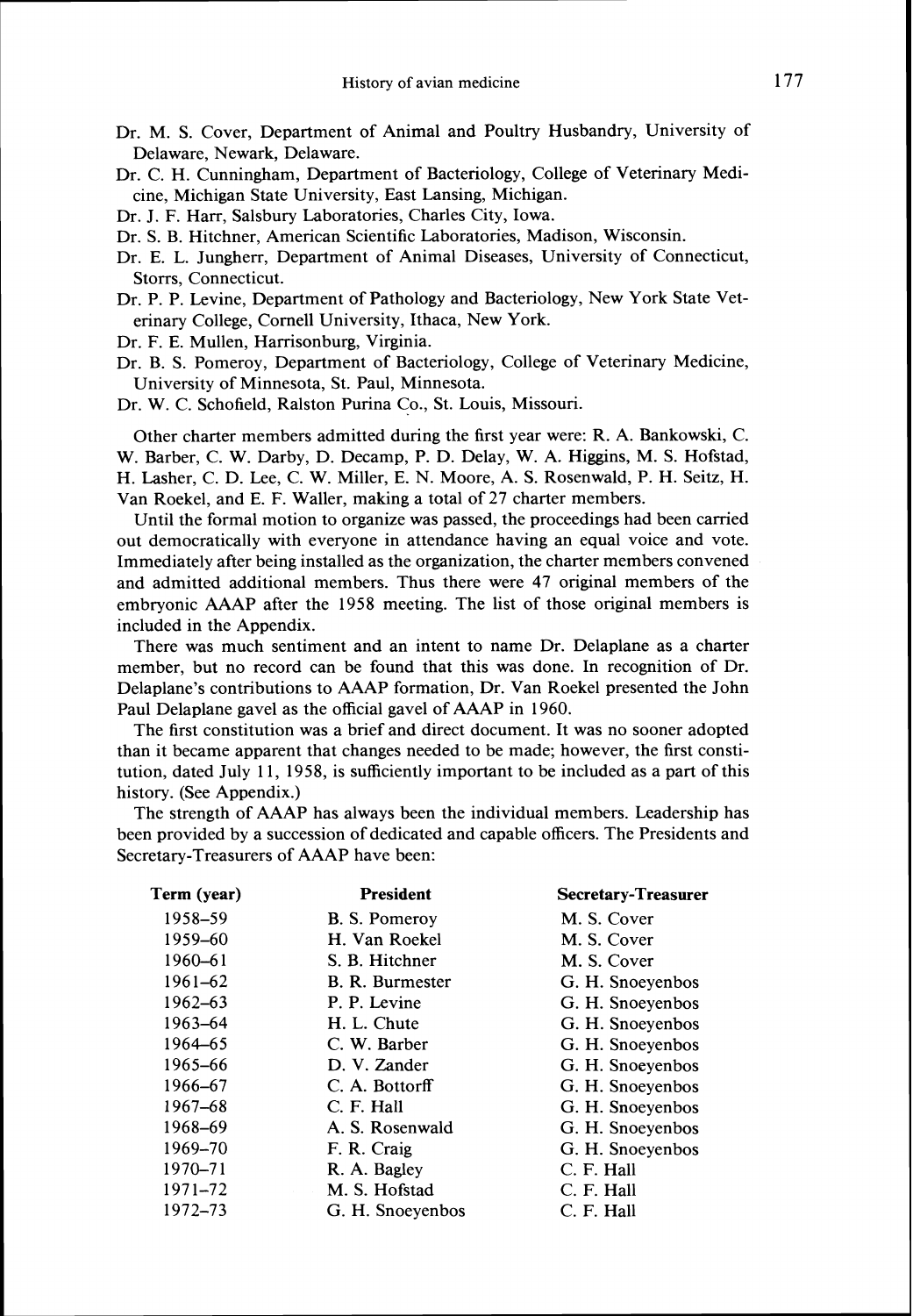Dr. M. S. Cover, Department of Animal and Poultry Husbandry, University of Delaware, Newark, Delaware.

Dr. C. H. Cunningham, Department of Bacteriology, College of Veterinary Medicine, Michigan State University, East Lansing, Michigan.

Dr. J. F. Harr, Salsbury Laboratories, Charles City, Iowa.

Dr. S. B. Hitchner, American Scientific Laboratories, Madison, Wisconsin.

Dr. E. L. Jungherr, Department of Animal Diseases, University of Connecticut, Storrs, Connecticut.

Dr. P. P. Levine, Department of Pathology and Bacteriology, New York State Veterinary College, Cornell University, Ithaca, New York.

Dr. F. E. Mullen, Harrisonburg, Virginia.

Dr. B. S. Pomeroy, Department of Bacteriology, College of Veterinary Medicine, University of Minnesota, St. Paul, Minnesota.

Dr. W. C. Schofield, Ralston Purina Co., St. Louis, Missouri.

Other charter members admitted during the first year were: R. A. Bankowski, C. W. Barber, C. W. Darby, D. Decamp, P. D. Delay, W. A. Higgins, M. S. Hofstad, H. Lasher, C. D. Lee, C. W. Miller, E. N. Moore, A. S. Rosenwald, P. H. Seitz, H. Van Roekel, and E. F. Waller, making a total of 27 charter members.

Until the formal motion to organize was passed, the proceedings had been carried out democratically with everyone in attendance having an equal voice and vote. Immediately after being installed as the organization, the charter members convened and admitted additional members. Thus there were 47 original members of the embryonic AAAP after the 1958 meeting. The list of those original members is included in the Appendix.

There was much sentiment and an intent to name Dr. Delaplane as a charter member, but no record can be found that this was done. In recognition of Dr. Delaplane's contributions to AAAP formation, Dr. Van Roekel presented the John Paul Delaplane gavel as the official gavel of AAAP in 1960.

The first constitution was a brief and direct document. It was no sooner adopted than it became apparent that changes needed to be made; however, the first constitution, dated July 11, 1958, is sufficiently important to be included as a part of this history. (See Appendix.)

The strength of AAAP has always been the individual members. Leadership has been provided by a succession of dedicated and capable officers. The Presidents and Secretary-Treasurers of AAAP have been:

| Term (year) | President | Secretary-Treasurer |
|---|---|---|
| 1958–59 | B. S. Pomeroy | M. S. Cover |
| 1959–60 | H. Van Roekel | M. S. Cover |
| 1960–61 | S. B. Hitchner | M. S. Cover |
| 1961–62 | B. R. Burmester | G. H. Snoeyenbos |
| 1962–63 | P. P. Levine | G. H. Snoeyenbos |
| 1963–64 | H. L. Chute | G. H. Snoeyenbos |
| 1964–65 | C. W. Barber | G. H. Snoeyenbos |
| 1965–66 | D. V. Zander | G. H. Snoeyenbos |
| 1966–67 | C. A. Bottorff | G. H. Snoeyenbos |
| 1967–68 | C. F. Hall | G. H. Snoeyenbos |
| 1968–69 | A. S. Rosenwald | G. H. Snoeyenbos |
| 1969–70 | F. R. Craig | G. H. Snoeyenbos |
| 1970–71 | R. A. Bagley | C. F. Hall |
| 1971–72 | M. S. Hofstad | C. F. Hall |
| 1972–73 | G. H. Snoeyenbos | C. F. Hall |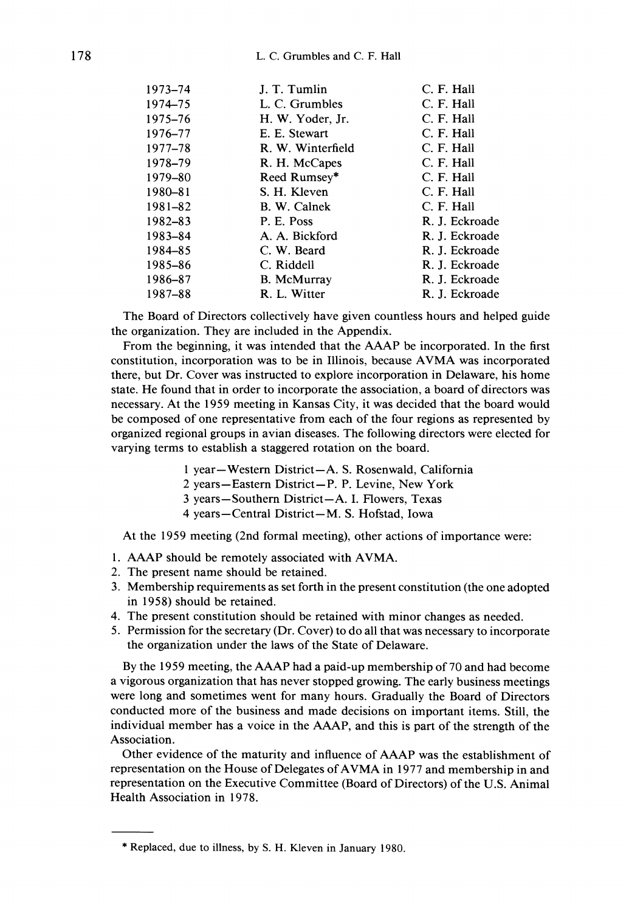| | | |
|---|---|---|
| 1973–74 | J. T. Tumlin | C. F. Hall |
| 1974–75 | L. C. Grumbles | C. F. Hall |
| 1975–76 | H. W. Yoder, Jr. | C. F. Hall |
| 1976–77 | E. E. Stewart | C. F. Hall |
| 1977–78 | R. W. Winterfield | C. F. Hall |
| 1978–79 | R. H. McCapes | C. F. Hall |
| 1979–80 | Reed Rumsey* | C. F. Hall |
| 1980–81 | S. H. Kleven | C. F. Hall |
| 1981–82 | B. W. Calnek | C. F. Hall |
| 1982–83 | P. E. Poss | R. J. Eckroade |
| 1983–84 | A. A. Bickford | R. J. Eckroade |
| 1984–85 | C. W. Beard | R. J. Eckroade |
| 1985–86 | C. Riddell | R. J. Eckroade |
| 1986–87 | B. McMurray | R. J. Eckroade |
| 1987–88 | R. L. Witter | R. J. Eckroade |

The Board of Directors collectively have given countless hours and helped guide the organization. They are included in the Appendix.

From the beginning, it was intended that the AAAP be incorporated. In the first constitution, incorporation was to be in Illinois, because AVMA was incorporated there, but Dr. Cover was instructed to explore incorporation in Delaware, his home state. He found that in order to incorporate the association, a board of directors was necessary. At the 1959 meeting in Kansas City, it was decided that the board would be composed of one representative from each of the four regions as represented by organized regional groups in avian diseases. The following directors were elected for varying terms to establish a staggered rotation on the board.

1 year—Western District—A. S. Rosenwald, California
2 years—Eastern District—P. P. Levine, New York
3 years—Southern District—A. I. Flowers, Texas
4 years—Central District—M. S. Hofstad, Iowa

At the 1959 meeting (2nd formal meeting), other actions of importance were:

1. AAAP should be remotely associated with AVMA.
2. The present name should be retained.
3. Membership requirements as set forth in the present constitution (the one adopted in 1958) should be retained.
4. The present constitution should be retained with minor changes as needed.
5. Permission for the secretary (Dr. Cover) to do all that was necessary to incorporate the organization under the laws of the State of Delaware.

By the 1959 meeting, the AAAP had a paid-up membership of 70 and had become a vigorous organization that has never stopped growing. The early business meetings were long and sometimes went for many hours. Gradually the Board of Directors conducted more of the business and made decisions on important items. Still, the individual member has a voice in the AAAP, and this is part of the strength of the Association.

Other evidence of the maturity and influence of AAAP was the establishment of representation on the House of Delegates of AVMA in 1977 and membership in and representation on the Executive Committee (Board of Directors) of the U.S. Animal Health Association in 1978.

---

* Replaced, due to illness, by S. H. Kleven in January 1980.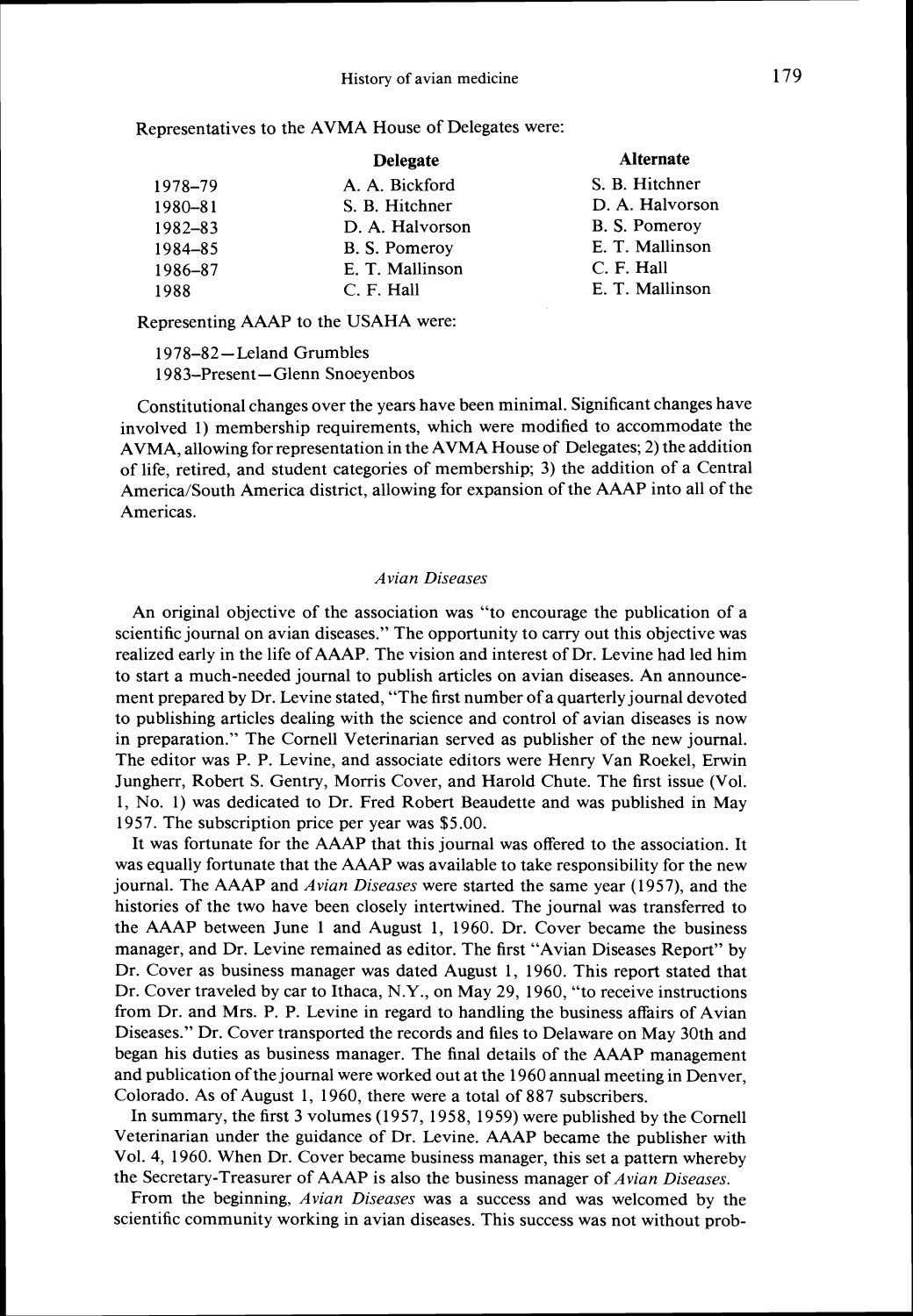Representatives to the AVMA House of Delegates were:

| | Delegate | Alternate |
|---|---|---|
| 1978–79 | A. A. Bickford | S. B. Hitchner |
| 1980–81 | S. B. Hitchner | D. A. Halvorson |
| 1982–83 | D. A. Halvorson | B. S. Pomeroy |
| 1984–85 | B. S. Pomeroy | E. T. Mallinson |
| 1986–87 | E. T. Mallinson | C. F. Hall |
| 1988 | C. F. Hall | E. T. Mallinson |

Representing AAAP to the USAHA were:

1978–82—Leland Grumbles
1983–Present—Glenn Snoeyenbos

Constitutional changes over the years have been minimal. Significant changes have involved 1) membership requirements, which were modified to accommodate the AVMA, allowing for representation in the AVMA House of Delegates; 2) the addition of life, retired, and student categories of membership; 3) the addition of a Central America/South America district, allowing for expansion of the AAAP into all of the Americas.

### *Avian Diseases*

An original objective of the association was "to encourage the publication of a scientific journal on avian diseases." The opportunity to carry out this objective was realized early in the life of AAAP. The vision and interest of Dr. Levine had led him to start a much-needed journal to publish articles on avian diseases. An announcement prepared by Dr. Levine stated, "The first number of a quarterly journal devoted to publishing articles dealing with the science and control of avian diseases is now in preparation." The Cornell Veterinarian served as publisher of the new journal. The editor was P. P. Levine, and associate editors were Henry Van Roekel, Erwin Jungherr, Robert S. Gentry, Morris Cover, and Harold Chute. The first issue (Vol. 1, No. 1) was dedicated to Dr. Fred Robert Beaudette and was published in May 1957. The subscription price per year was $5.00.

It was fortunate for the AAAP that this journal was offered to the association. It was equally fortunate that the AAAP was available to take responsibility for the new journal. The AAAP and *Avian Diseases* were started the same year (1957), and the histories of the two have been closely intertwined. The journal was transferred to the AAAP between June 1 and August 1, 1960. Dr. Cover became the business manager, and Dr. Levine remained as editor. The first "Avian Diseases Report" by Dr. Cover as business manager was dated August 1, 1960. This report stated that Dr. Cover traveled by car to Ithaca, N.Y., on May 29, 1960, "to receive instructions from Dr. and Mrs. P. P. Levine in regard to handling the business affairs of Avian Diseases." Dr. Cover transported the records and files to Delaware on May 30th and began his duties as business manager. The final details of the AAAP management and publication of the journal were worked out at the 1960 annual meeting in Denver, Colorado. As of August 1, 1960, there were a total of 887 subscribers.

In summary, the first 3 volumes (1957, 1958, 1959) were published by the Cornell Veterinarian under the guidance of Dr. Levine. AAAP became the publisher with Vol. 4, 1960. When Dr. Cover became business manager, this set a pattern whereby the Secretary-Treasurer of AAAP is also the business manager of *Avian Diseases*.

From the beginning, *Avian Diseases* was a success and was welcomed by the scientific community working in avian diseases. This success was not without prob-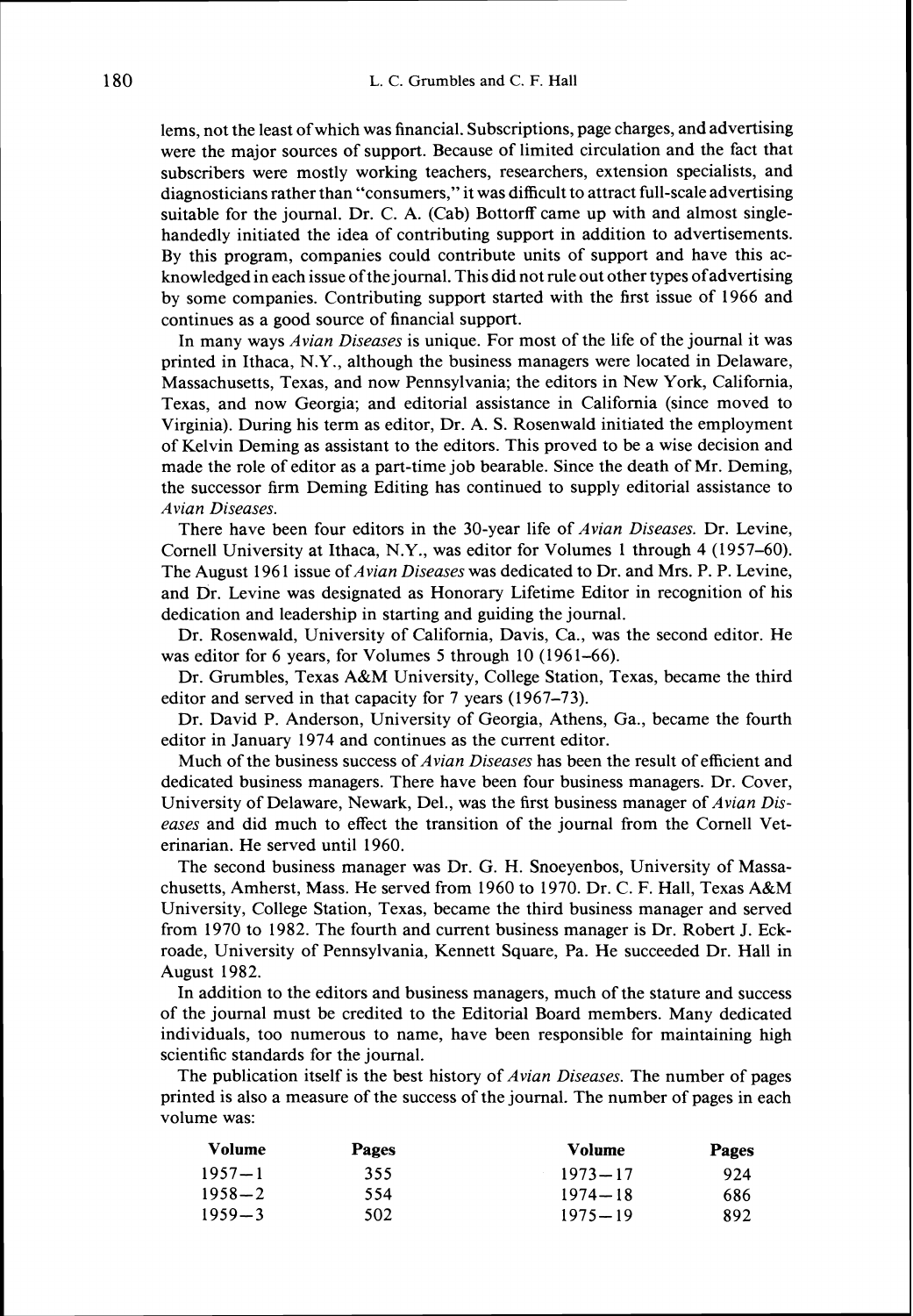lems, not the least of which was financial. Subscriptions, page charges, and advertising were the major sources of support. Because of limited circulation and the fact that subscribers were mostly working teachers, researchers, extension specialists, and diagnosticians rather than "consumers," it was difficult to attract full-scale advertising suitable for the journal. Dr. C. A. (Cab) Bottorff came up with and almost single-handedly initiated the idea of contributing support in addition to advertisements. By this program, companies could contribute units of support and have this acknowledged in each issue of the journal. This did not rule out other types of advertising by some companies. Contributing support started with the first issue of 1966 and continues as a good source of financial support.

In many ways *Avian Diseases* is unique. For most of the life of the journal it was printed in Ithaca, N.Y., although the business managers were located in Delaware, Massachusetts, Texas, and now Pennsylvania; the editors in New York, California, Texas, and now Georgia; and editorial assistance in California (since moved to Virginia). During his term as editor, Dr. A. S. Rosenwald initiated the employment of Kelvin Deming as assistant to the editors. This proved to be a wise decision and made the role of editor as a part-time job bearable. Since the death of Mr. Deming, the successor firm Deming Editing has continued to supply editorial assistance to *Avian Diseases*.

There have been four editors in the 30-year life of *Avian Diseases*. Dr. Levine, Cornell University at Ithaca, N.Y., was editor for Volumes 1 through 4 (1957–60). The August 1961 issue of *Avian Diseases* was dedicated to Dr. and Mrs. P. P. Levine, and Dr. Levine was designated as Honorary Lifetime Editor in recognition of his dedication and leadership in starting and guiding the journal.

Dr. Rosenwald, University of California, Davis, Ca., was the second editor. He was editor for 6 years, for Volumes 5 through 10 (1961–66).

Dr. Grumbles, Texas A&M University, College Station, Texas, became the third editor and served in that capacity for 7 years (1967–73).

Dr. David P. Anderson, University of Georgia, Athens, Ga., became the fourth editor in January 1974 and continues as the current editor.

Much of the business success of *Avian Diseases* has been the result of efficient and dedicated business managers. There have been four business managers. Dr. Cover, University of Delaware, Newark, Del., was the first business manager of *Avian Diseases* and did much to effect the transition of the journal from the Cornell Veterinarian. He served until 1960.

The second business manager was Dr. G. H. Snoeyenbos, University of Massachusetts, Amherst, Mass. He served from 1960 to 1970. Dr. C. F. Hall, Texas A&M University, College Station, Texas, became the third business manager and served from 1970 to 1982. The fourth and current business manager is Dr. Robert J. Eckroade, University of Pennsylvania, Kennett Square, Pa. He succeeded Dr. Hall in August 1982.

In addition to the editors and business managers, much of the stature and success of the journal must be credited to the Editorial Board members. Many dedicated individuals, too numerous to name, have been responsible for maintaining high scientific standards for the journal.

The publication itself is the best history of *Avian Diseases*. The number of pages printed is also a measure of the success of the journal. The number of pages in each volume was:

| Volume | Pages | Volume | Pages |
|---|---|---|---|
| 1957—1 | 355 | 1973—17 | 924 |
| 1958—2 | 554 | 1974—18 | 686 |
| 1959—3 | 502 | 1975—19 | 892 |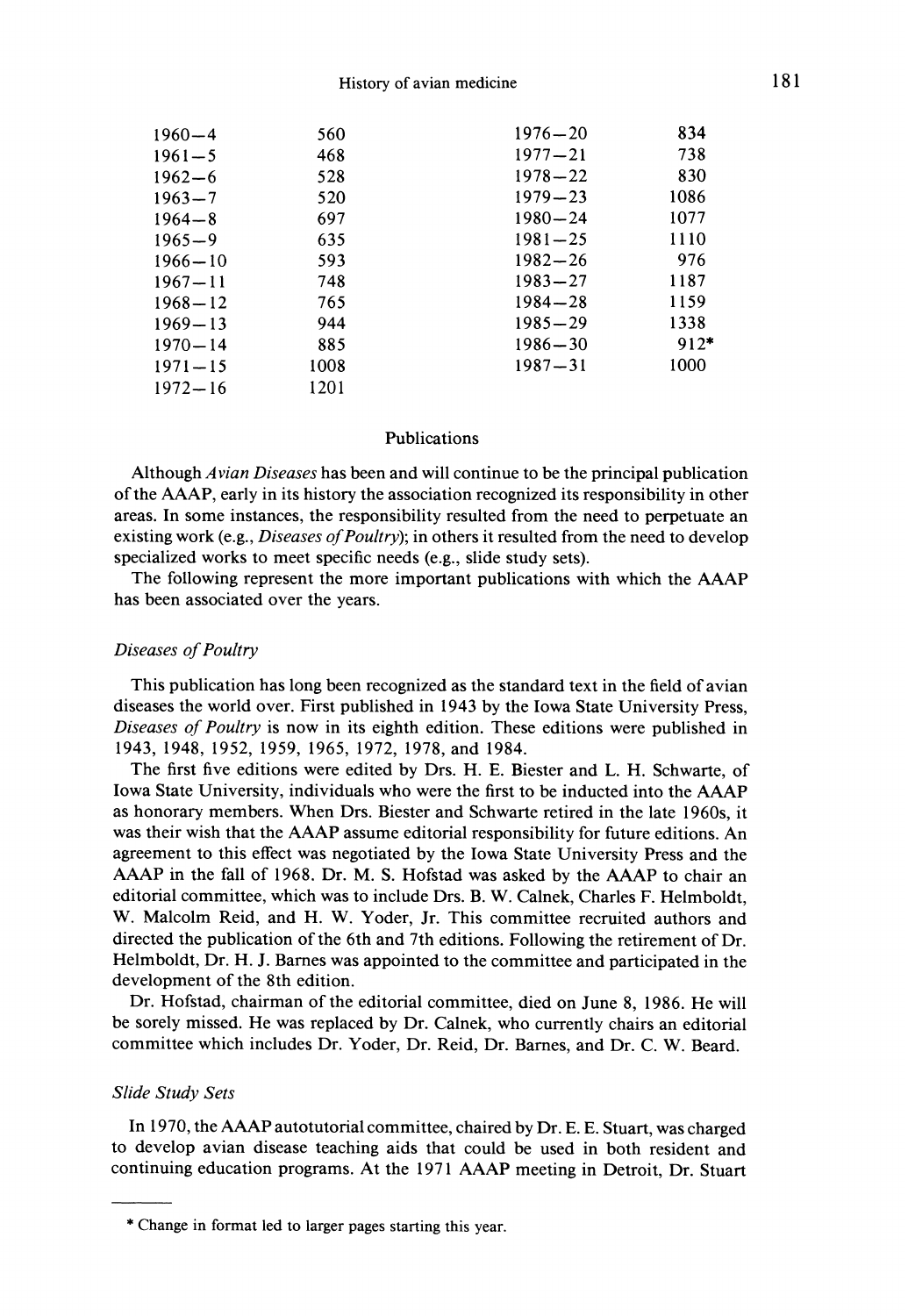| | | | |
|---|---|---|---|
| 1960–4 | 560 | 1976–20 | 834 |
| 1961–5 | 468 | 1977–21 | 738 |
| 1962–6 | 528 | 1978–22 | 830 |
| 1963–7 | 520 | 1979–23 | 1086 |
| 1964–8 | 697 | 1980–24 | 1077 |
| 1965–9 | 635 | 1981–25 | 1110 |
| 1966–10 | 593 | 1982–26 | 976 |
| 1967–11 | 748 | 1983–27 | 1187 |
| 1968–12 | 765 | 1984–28 | 1159 |
| 1969–13 | 944 | 1985–29 | 1338 |
| 1970–14 | 885 | 1986–30 | 912* |
| 1971–15 | 1008 | 1987–31 | 1000 |
| 1972–16 | 1201 | | |

## Publications

Although *Avian Diseases* has been and will continue to be the principal publication of the AAAP, early in its history the association recognized its responsibility in other areas. In some instances, the responsibility resulted from the need to perpetuate an existing work (e.g., *Diseases of Poultry*); in others it resulted from the need to develop specialized works to meet specific needs (e.g., slide study sets).

The following represent the more important publications with which the AAAP has been associated over the years.

### *Diseases of Poultry*

This publication has long been recognized as the standard text in the field of avian diseases the world over. First published in 1943 by the Iowa State University Press, *Diseases of Poultry* is now in its eighth edition. These editions were published in 1943, 1948, 1952, 1959, 1965, 1972, 1978, and 1984.

The first five editions were edited by Drs. H. E. Biester and L. H. Schwarte, of Iowa State University, individuals who were the first to be inducted into the AAAP as honorary members. When Drs. Biester and Schwarte retired in the late 1960s, it was their wish that the AAAP assume editorial responsibility for future editions. An agreement to this effect was negotiated by the Iowa State University Press and the AAAP in the fall of 1968. Dr. M. S. Hofstad was asked by the AAAP to chair an editorial committee, which was to include Drs. B. W. Calnek, Charles F. Helmboldt, W. Malcolm Reid, and H. W. Yoder, Jr. This committee recruited authors and directed the publication of the 6th and 7th editions. Following the retirement of Dr. Helmboldt, Dr. H. J. Barnes was appointed to the committee and participated in the development of the 8th edition.

Dr. Hofstad, chairman of the editorial committee, died on June 8, 1986. He will be sorely missed. He was replaced by Dr. Calnek, who currently chairs an editorial committee which includes Dr. Yoder, Dr. Reid, Dr. Barnes, and Dr. C. W. Beard.

### *Slide Study Sets*

In 1970, the AAAP autotutorial committee, chaired by Dr. E. E. Stuart, was charged to develop avian disease teaching aids that could be used in both resident and continuing education programs. At the 1971 AAAP meeting in Detroit, Dr. Stuart

* Change in format led to larger pages starting this year.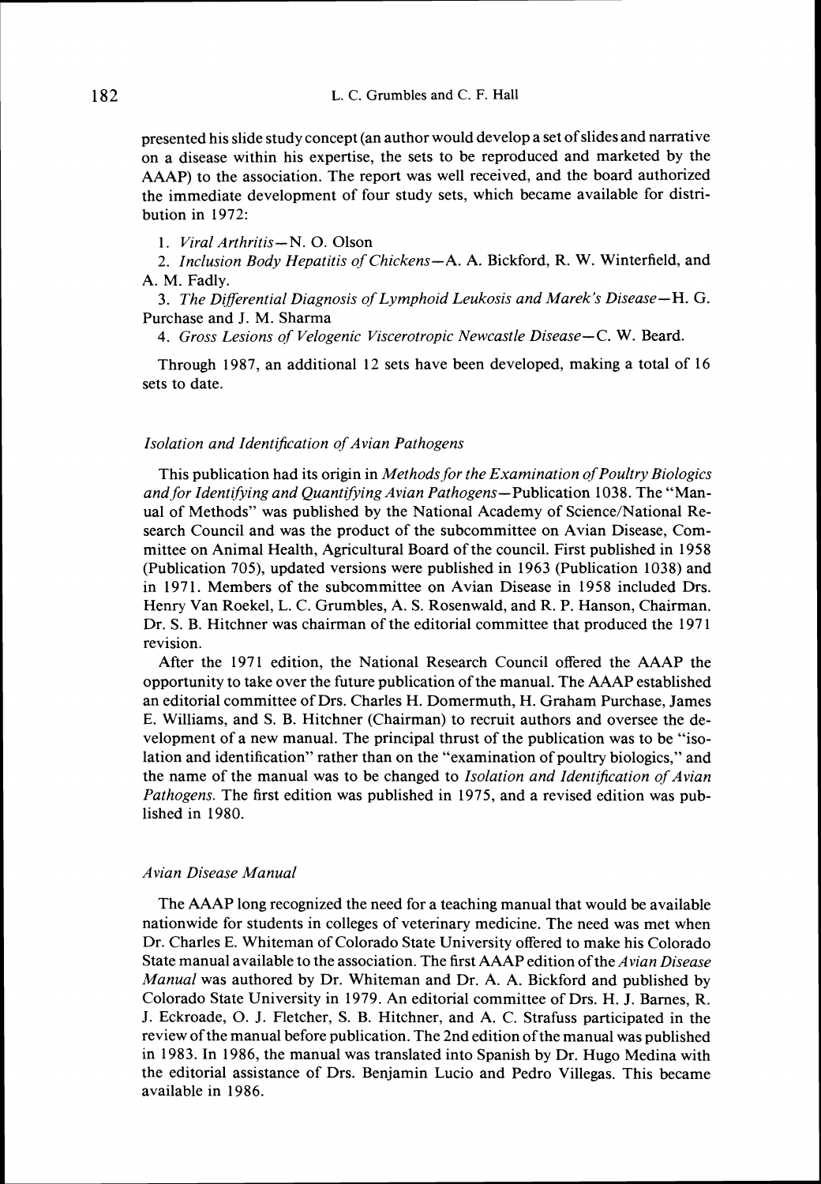presented his slide study concept (an author would develop a set of slides and narrative on a disease within his expertise, the sets to be reproduced and marketed by the AAAP) to the association. The report was well received, and the board authorized the immediate development of four study sets, which became available for distribution in 1972:

1. *Viral Arthritis*—N. O. Olson
2. *Inclusion Body Hepatitis of Chickens*—A. A. Bickford, R. W. Winterfield, and A. M. Fadly.
3. *The Differential Diagnosis of Lymphoid Leukosis and Marek's Disease*—H. G. Purchase and J. M. Sharma
4. *Gross Lesions of Velogenic Viscerotropic Newcastle Disease*—C. W. Beard.

Through 1987, an additional 12 sets have been developed, making a total of 16 sets to date.

### *Isolation and Identification of Avian Pathogens*

This publication had its origin in *Methods for the Examination of Poultry Biologics and for Identifying and Quantifying Avian Pathogens*—Publication 1038. The "Manual of Methods" was published by the National Academy of Science/National Research Council and was the product of the subcommittee on Avian Disease, Committee on Animal Health, Agricultural Board of the council. First published in 1958 (Publication 705), updated versions were published in 1963 (Publication 1038) and in 1971. Members of the subcommittee on Avian Disease in 1958 included Drs. Henry Van Roekel, L. C. Grumbles, A. S. Rosenwald, and R. P. Hanson, Chairman. Dr. S. B. Hitchner was chairman of the editorial committee that produced the 1971 revision.

After the 1971 edition, the National Research Council offered the AAAP the opportunity to take over the future publication of the manual. The AAAP established an editorial committee of Drs. Charles H. Domermuth, H. Graham Purchase, James E. Williams, and S. B. Hitchner (Chairman) to recruit authors and oversee the development of a new manual. The principal thrust of the publication was to be "isolation and identification" rather than on the "examination of poultry biologics," and the name of the manual was to be changed to *Isolation and Identification of Avian Pathogens.* The first edition was published in 1975, and a revised edition was published in 1980.

### *Avian Disease Manual*

The AAAP long recognized the need for a teaching manual that would be available nationwide for students in colleges of veterinary medicine. The need was met when Dr. Charles E. Whiteman of Colorado State University offered to make his Colorado State manual available to the association. The first AAAP edition of the *Avian Disease Manual* was authored by Dr. Whiteman and Dr. A. A. Bickford and published by Colorado State University in 1979. An editorial committee of Drs. H. J. Barnes, R. J. Eckroade, O. J. Fletcher, S. B. Hitchner, and A. C. Strafuss participated in the review of the manual before publication. The 2nd edition of the manual was published in 1983. In 1986, the manual was translated into Spanish by Dr. Hugo Medina with the editorial assistance of Drs. Benjamin Lucio and Pedro Villegas. This became available in 1986.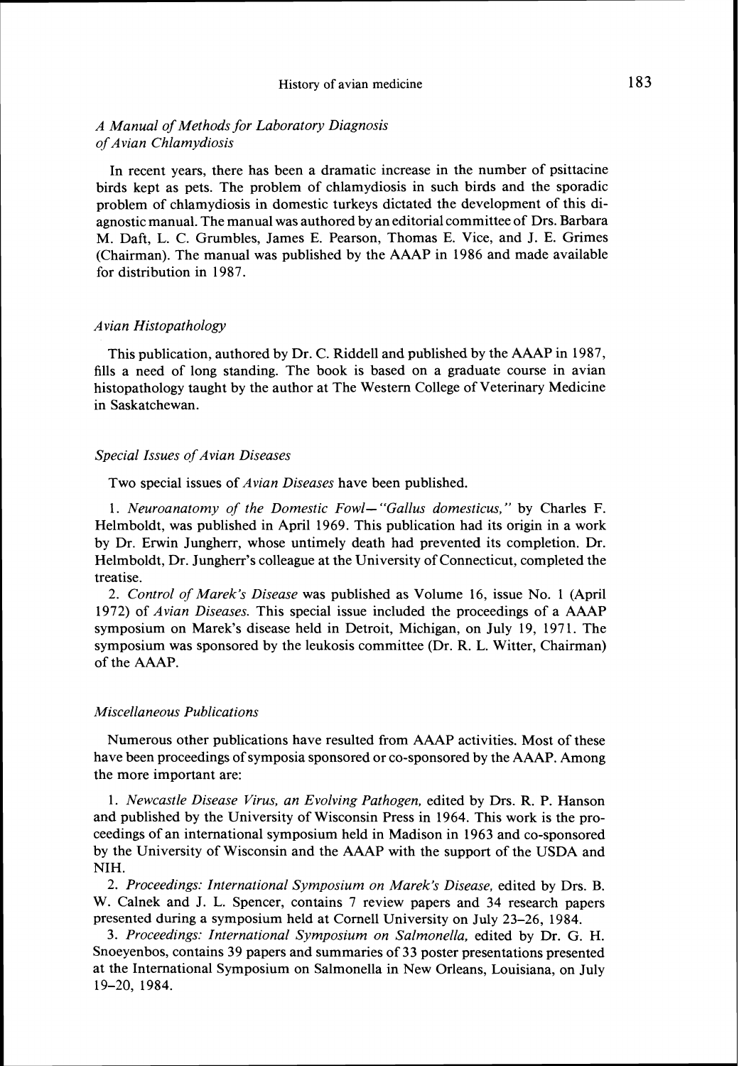### *A Manual of Methods for Laboratory Diagnosis of Avian Chlamydiosis*

In recent years, there has been a dramatic increase in the number of psittacine birds kept as pets. The problem of chlamydiosis in such birds and the sporadic problem of chlamydiosis in domestic turkeys dictated the development of this diagnostic manual. The manual was authored by an editorial committee of Drs. Barbara M. Daft, L. C. Grumbles, James E. Pearson, Thomas E. Vice, and J. E. Grimes (Chairman). The manual was published by the AAAP in 1986 and made available for distribution in 1987.

### *Avian Histopathology*

This publication, authored by Dr. C. Riddell and published by the AAAP in 1987, fills a need of long standing. The book is based on a graduate course in avian histopathology taught by the author at The Western College of Veterinary Medicine in Saskatchewan.

### *Special Issues of Avian Diseases*

Two special issues of *Avian Diseases* have been published.

1. *Neuroanatomy of the Domestic Fowl—"Gallus domesticus,"* by Charles F. Helmboldt, was published in April 1969. This publication had its origin in a work by Dr. Erwin Jungherr, whose untimely death had prevented its completion. Dr. Helmboldt, Dr. Jungherr's colleague at the University of Connecticut, completed the treatise.
2. *Control of Marek's Disease* was published as Volume 16, issue No. 1 (April 1972) of *Avian Diseases.* This special issue included the proceedings of a AAAP symposium on Marek's disease held in Detroit, Michigan, on July 19, 1971. The symposium was sponsored by the leukosis committee (Dr. R. L. Witter, Chairman) of the AAAP.

### *Miscellaneous Publications*

Numerous other publications have resulted from AAAP activities. Most of these have been proceedings of symposia sponsored or co-sponsored by the AAAP. Among the more important are:

1. *Newcastle Disease Virus, an Evolving Pathogen,* edited by Drs. R. P. Hanson and published by the University of Wisconsin Press in 1964. This work is the proceedings of an international symposium held in Madison in 1963 and co-sponsored by the University of Wisconsin and the AAAP with the support of the USDA and NIH.
2. *Proceedings: International Symposium on Marek's Disease,* edited by Drs. B. W. Calnek and J. L. Spencer, contains 7 review papers and 34 research papers presented during a symposium held at Cornell University on July 23–26, 1984.
3. *Proceedings: International Symposium on Salmonella,* edited by Dr. G. H. Snoeyenbos, contains 39 papers and summaries of 33 poster presentations presented at the International Symposium on Salmonella in New Orleans, Louisiana, on July 19–20, 1984.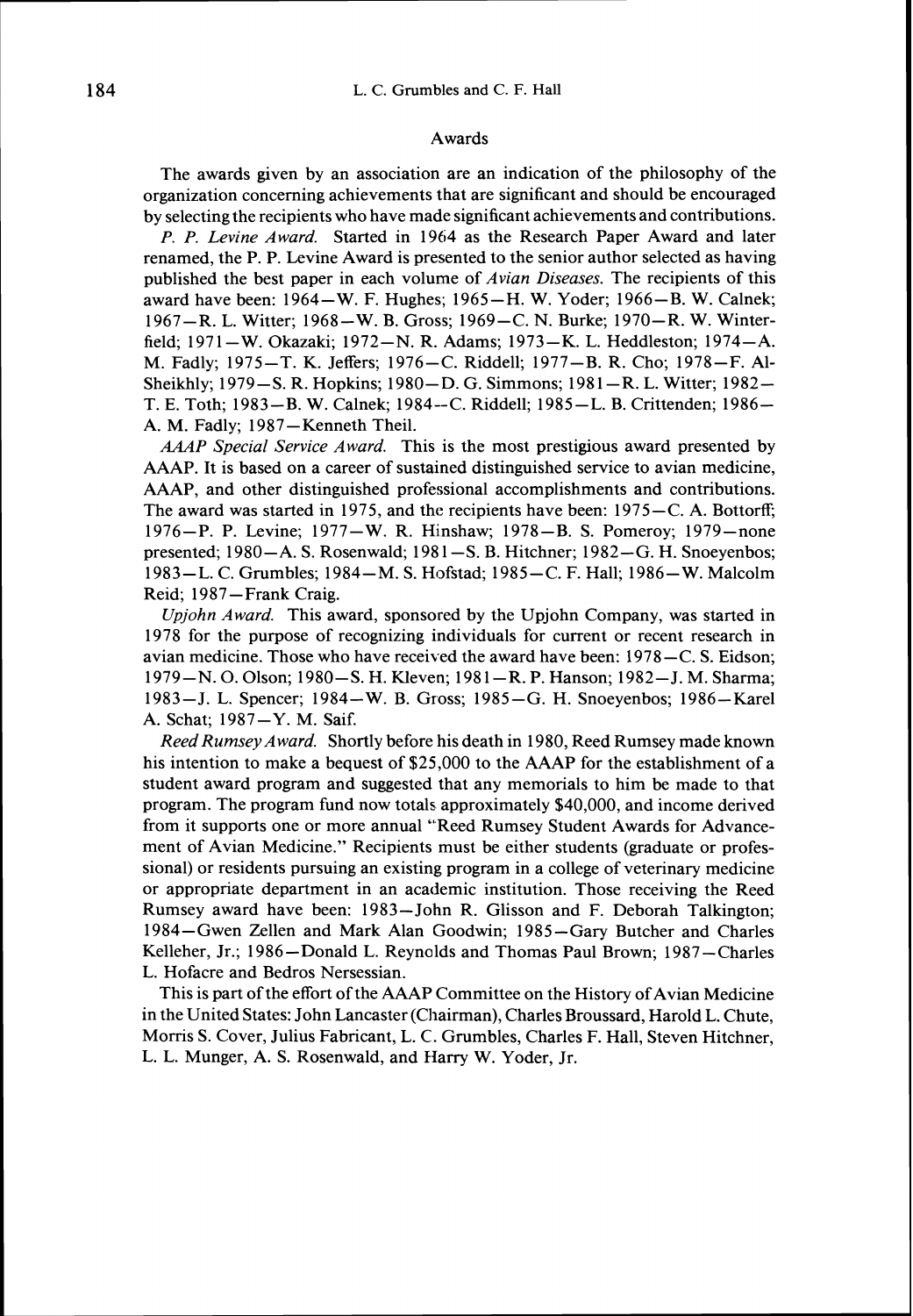## Awards

The awards given by an association are an indication of the philosophy of the organization concerning achievements that are significant and should be encouraged by selecting the recipients who have made significant achievements and contributions.

*P. P. Levine Award.* Started in 1964 as the Research Paper Award and later renamed, the P. P. Levine Award is presented to the senior author selected as having published the best paper in each volume of *Avian Diseases.* The recipients of this award have been: 1964—W. F. Hughes; 1965—H. W. Yoder; 1966—B. W. Calnek; 1967—R. L. Witter; 1968—W. B. Gross; 1969—C. N. Burke; 1970—R. W. Winterfield; 1971—W. Okazaki; 1972—N. R. Adams; 1973—K. L. Heddleston; 1974—A. M. Fadly; 1975—T. K. Jeffers; 1976—C. Riddell; 1977—B. R. Cho; 1978—F. Al-Sheikhly; 1979—S. R. Hopkins; 1980—D. G. Simmons; 1981—R. L. Witter; 1982—T. E. Toth; 1983—B. W. Calnek; 1984—C. Riddell; 1985—L. B. Crittenden; 1986—A. M. Fadly; 1987—Kenneth Theil.

*AAAP Special Service Award.* This is the most prestigious award presented by AAAP. It is based on a career of sustained distinguished service to avian medicine, AAAP, and other distinguished professional accomplishments and contributions. The award was started in 1975, and the recipients have been: 1975—C. A. Bottorff; 1976—P. P. Levine; 1977—W. R. Hinshaw; 1978—B. S. Pomeroy; 1979—none presented; 1980—A. S. Rosenwald; 1981—S. B. Hitchner; 1982—G. H. Snoeyenbos; 1983—L. C. Grumbles; 1984—M. S. Hofstad; 1985—C. F. Hall; 1986—W. Malcolm Reid; 1987—Frank Craig.

*Upjohn Award.* This award, sponsored by the Upjohn Company, was started in 1978 for the purpose of recognizing individuals for current or recent research in avian medicine. Those who have received the award have been: 1978—C. S. Eidson; 1979—N. O. Olson; 1980—S. H. Kleven; 1981—R. P. Hanson; 1982—J. M. Sharma; 1983—J. L. Spencer; 1984—W. B. Gross; 1985—G. H. Snoeyenbos; 1986—Karel A. Schat; 1987—Y. M. Saif.

*Reed Rumsey Award.* Shortly before his death in 1980, Reed Rumsey made known his intention to make a bequest of $25,000 to the AAAP for the establishment of a student award program and suggested that any memorials to him be made to that program. The program fund now totals approximately $40,000, and income derived from it supports one or more annual "Reed Rumsey Student Awards for Advancement of Avian Medicine." Recipients must be either students (graduate or professional) or residents pursuing an existing program in a college of veterinary medicine or appropriate department in an academic institution. Those receiving the Reed Rumsey award have been: 1983—John R. Glisson and F. Deborah Talkington; 1984—Gwen Zellen and Mark Alan Goodwin; 1985—Gary Butcher and Charles Kelleher, Jr.; 1986—Donald L. Reynolds and Thomas Paul Brown; 1987—Charles L. Hofacre and Bedros Nersessian.

This is part of the effort of the AAAP Committee on the History of Avian Medicine in the United States: John Lancaster (Chairman), Charles Broussard, Harold L. Chute, Morris S. Cover, Julius Fabricant, L. C. Grumbles, Charles F. Hall, Steven Hitchner, L. L. Munger, A. S. Rosenwald, and Harry W. Yoder, Jr.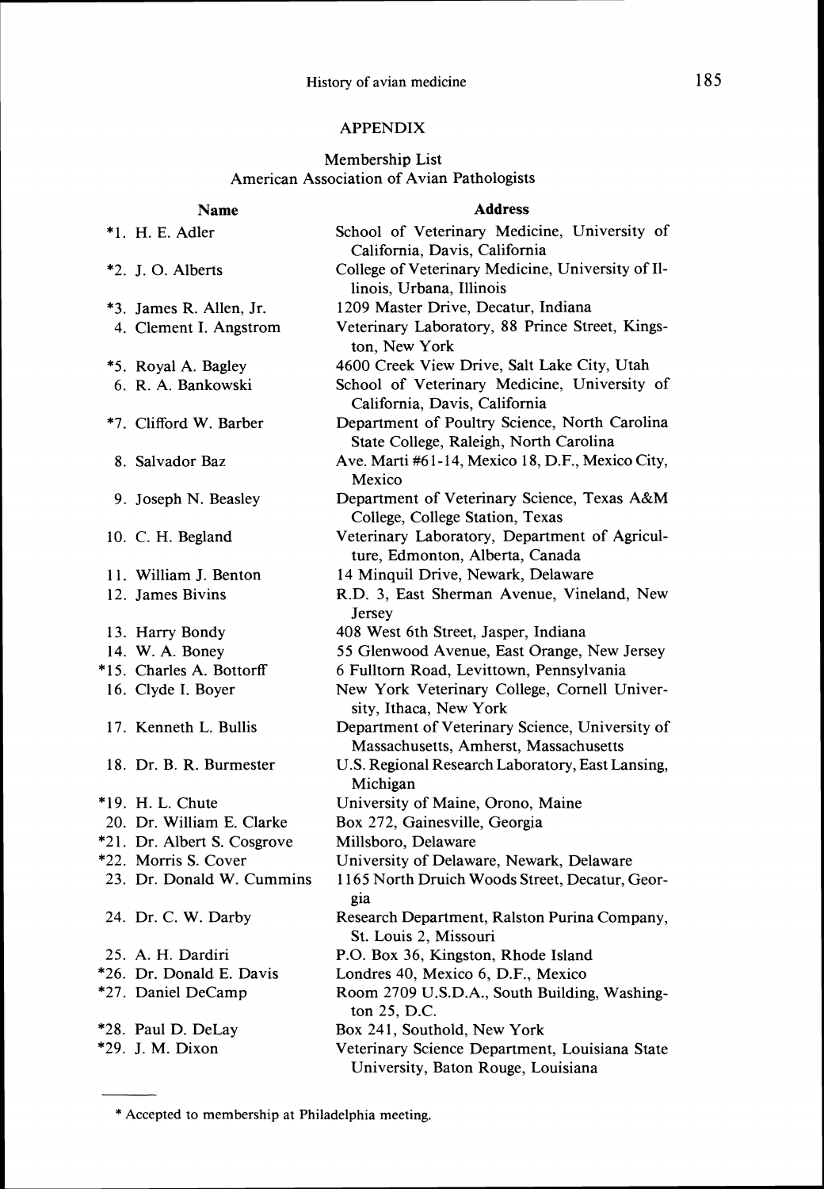## APPENDIX

### Membership List
### American Association of Avian Pathologists

| Name | Address |
|---|---|
| *1. H. E. Adler | School of Veterinary Medicine, University of California, Davis, California |
| *2. J. O. Alberts | College of Veterinary Medicine, University of Illinois, Urbana, Illinois |
| *3. James R. Allen, Jr. | 1209 Master Drive, Decatur, Indiana |
| 4. Clement I. Angstrom | Veterinary Laboratory, 88 Prince Street, Kingston, New York |
| *5. Royal A. Bagley | 4600 Creek View Drive, Salt Lake City, Utah |
| 6. R. A. Bankowski | School of Veterinary Medicine, University of California, Davis, California |
| *7. Clifford W. Barber | Department of Poultry Science, North Carolina State College, Raleigh, North Carolina |
| 8. Salvador Baz | Ave. Marti #61-14, Mexico 18, D.F., Mexico City, Mexico |
| 9. Joseph N. Beasley | Department of Veterinary Science, Texas A&M College, College Station, Texas |
| 10. C. H. Begland | Veterinary Laboratory, Department of Agriculture, Edmonton, Alberta, Canada |
| 11. William J. Benton | 14 Minquil Drive, Newark, Delaware |
| 12. James Bivins | R.D. 3, East Sherman Avenue, Vineland, New Jersey |
| 13. Harry Bondy | 408 West 6th Street, Jasper, Indiana |
| 14. W. A. Boney | 55 Glenwood Avenue, East Orange, New Jersey |
| *15. Charles A. Bottorff | 6 Fulltorn Road, Levittown, Pennsylvania |
| 16. Clyde I. Boyer | New York Veterinary College, Cornell University, Ithaca, New York |
| 17. Kenneth L. Bullis | Department of Veterinary Science, University of Massachusetts, Amherst, Massachusetts |
| 18. Dr. B. R. Burmester | U.S. Regional Research Laboratory, East Lansing, Michigan |
| *19. H. L. Chute | University of Maine, Orono, Maine |
| 20. Dr. William E. Clarke | Box 272, Gainesville, Georgia |
| *21. Dr. Albert S. Cosgrove | Millsboro, Delaware |
| *22. Morris S. Cover | University of Delaware, Newark, Delaware |
| 23. Dr. Donald W. Cummins | 1165 North Druich Woods Street, Decatur, Georgia |
| 24. Dr. C. W. Darby | Research Department, Ralston Purina Company, St. Louis 2, Missouri |
| 25. A. H. Dardiri | P.O. Box 36, Kingston, Rhode Island |
| *26. Dr. Donald E. Davis | Londres 40, Mexico 6, D.F., Mexico |
| *27. Daniel DeCamp | Room 2709 U.S.D.A., South Building, Washington 25, D.C. |
| *28. Paul D. DeLay | Box 241, Southold, New York |
| *29. J. M. Dixon | Veterinary Science Department, Louisiana State University, Baton Rouge, Louisiana |

* Accepted to membership at Philadelphia meeting.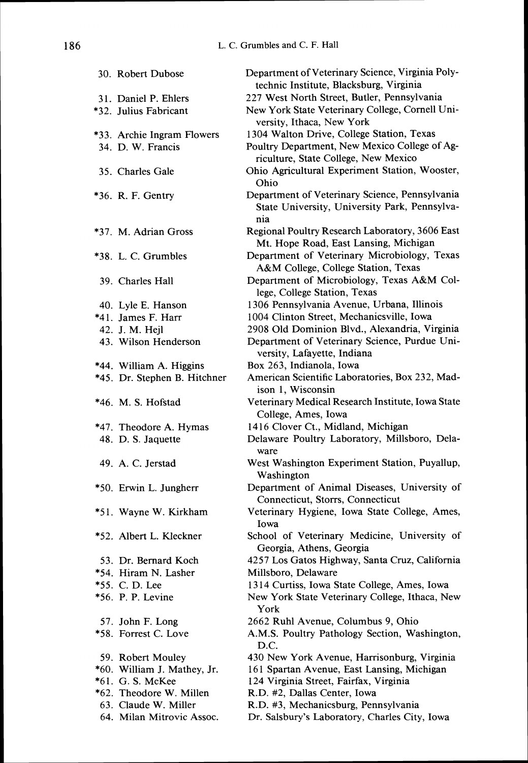| | |
|---|---|
| 30. Robert Dubose | Department of Veterinary Science, Virginia Polytechnic Institute, Blacksburg, Virginia |
| 31. Daniel P. Ehlers | 227 West North Street, Butler, Pennsylvania |
| *32. Julius Fabricant | New York State Veterinary College, Cornell University, Ithaca, New York |
| *33. Archie Ingram Flowers | 1304 Walton Drive, College Station, Texas |
| 34. D. W. Francis | Poultry Department, New Mexico College of Agriculture, State College, New Mexico |
| 35. Charles Gale | Ohio Agricultural Experiment Station, Wooster, Ohio |
| *36. R. F. Gentry | Department of Veterinary Science, Pennsylvania State University, University Park, Pennsylvania |
| *37. M. Adrian Gross | Regional Poultry Research Laboratory, 3606 East Mt. Hope Road, East Lansing, Michigan |
| *38. L. C. Grumbles | Department of Veterinary Microbiology, Texas A&M College, College Station, Texas |
| 39. Charles Hall | Department of Microbiology, Texas A&M College, College Station, Texas |
| 40. Lyle E. Hanson | 1306 Pennsylvania Avenue, Urbana, Illinois |
| *41. James F. Harr | 1004 Clinton Street, Mechanicsville, Iowa |
| 42. J. M. Hejl | 2908 Old Dominion Blvd., Alexandria, Virginia |
| 43. Wilson Henderson | Department of Veterinary Science, Purdue University, Lafayette, Indiana |
| *44. William A. Higgins | Box 263, Indianola, Iowa |
| *45. Dr. Stephen B. Hitchner | American Scientific Laboratories, Box 232, Madison 1, Wisconsin |
| *46. M. S. Hofstad | Veterinary Medical Research Institute, Iowa State College, Ames, Iowa |
| *47. Theodore A. Hymas | 1416 Clover Ct., Midland, Michigan |
| 48. D. S. Jaquette | Delaware Poultry Laboratory, Millsboro, Delaware |
| 49. A. C. Jerstad | West Washington Experiment Station, Puyallup, Washington |
| *50. Erwin L. Jungherr | Department of Animal Diseases, University of Connecticut, Storrs, Connecticut |
| *51. Wayne W. Kirkham | Veterinary Hygiene, Iowa State College, Ames, Iowa |
| *52. Albert L. Kleckner | School of Veterinary Medicine, University of Georgia, Athens, Georgia |
| 53. Dr. Bernard Koch | 4257 Los Gatos Highway, Santa Cruz, California |
| *54. Hiram N. Lasher | Millsboro, Delaware |
| *55. C. D. Lee | 1314 Curtiss, Iowa State College, Ames, Iowa |
| *56. P. P. Levine | New York State Veterinary College, Ithaca, New York |
| 57. John F. Long | 2662 Ruhl Avenue, Columbus 9, Ohio |
| *58. Forrest C. Love | A.M.S. Poultry Pathology Section, Washington, D.C. |
| 59. Robert Mouley | 430 New York Avenue, Harrisonburg, Virginia |
| *60. William J. Mathey, Jr. | 161 Spartan Avenue, East Lansing, Michigan |
| *61. G. S. McKee | 124 Virginia Street, Fairfax, Virginia |
| *62. Theodore W. Millen | R.D. #2, Dallas Center, Iowa |
| 63. Claude W. Miller | R.D. #3, Mechanicsburg, Pennsylvania |
| 64. Milan Mitrovic Assoc. | Dr. Salsbury's Laboratory, Charles City, Iowa |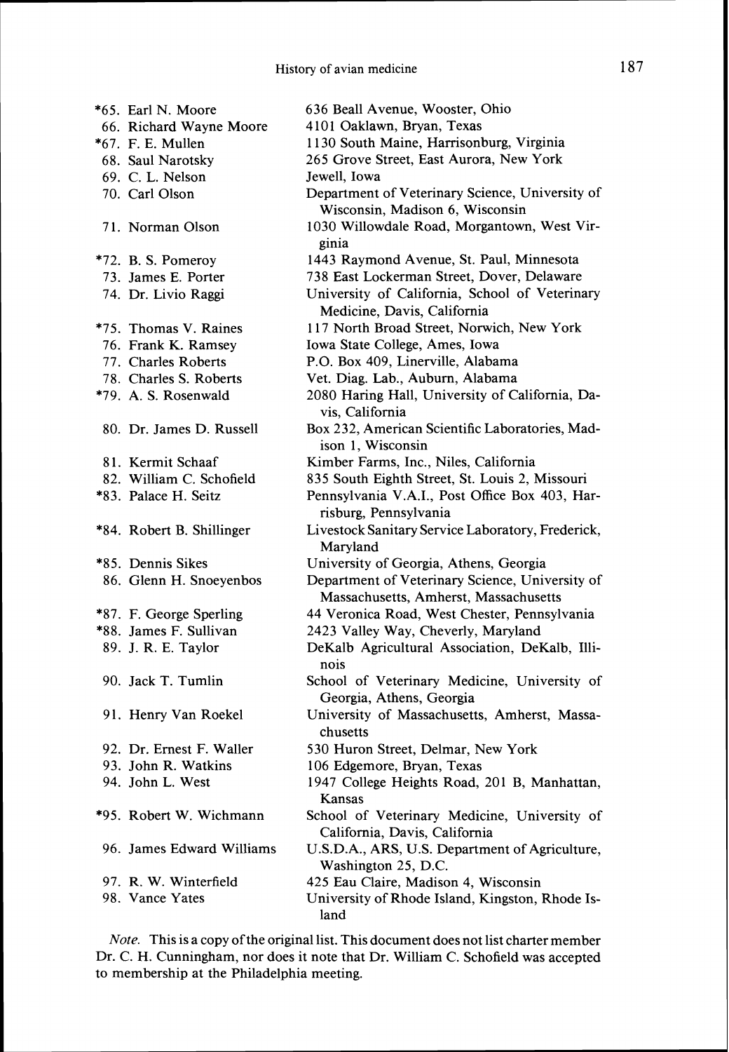| | |
|---|---|
| *65. Earl N. Moore | 636 Beall Avenue, Wooster, Ohio |
| 66. Richard Wayne Moore | 4101 Oaklawn, Bryan, Texas |
| *67. F. E. Mullen | 1130 South Maine, Harrisonburg, Virginia |
| 68. Saul Narotsky | 265 Grove Street, East Aurora, New York |
| 69. C. L. Nelson | Jewell, Iowa |
| 70. Carl Olson | Department of Veterinary Science, University of Wisconsin, Madison 6, Wisconsin |
| 71. Norman Olson | 1030 Willowdale Road, Morgantown, West Virginia |
| *72. B. S. Pomeroy | 1443 Raymond Avenue, St. Paul, Minnesota |
| 73. James E. Porter | 738 East Lockerman Street, Dover, Delaware |
| 74. Dr. Livio Raggi | University of California, School of Veterinary Medicine, Davis, California |
| *75. Thomas V. Raines | 117 North Broad Street, Norwich, New York |
| 76. Frank K. Ramsey | Iowa State College, Ames, Iowa |
| 77. Charles Roberts | P.O. Box 409, Linerville, Alabama |
| 78. Charles S. Roberts | Vet. Diag. Lab., Auburn, Alabama |
| *79. A. S. Rosenwald | 2080 Haring Hall, University of California, Davis, California |
| 80. Dr. James D. Russell | Box 232, American Scientific Laboratories, Madison 1, Wisconsin |
| 81. Kermit Schaaf | Kimber Farms, Inc., Niles, California |
| 82. William C. Schofield | 835 South Eighth Street, St. Louis 2, Missouri |
| *83. Palace H. Seitz | Pennsylvania V.A.I., Post Office Box 403, Harrisburg, Pennsylvania |
| *84. Robert B. Shillinger | Livestock Sanitary Service Laboratory, Frederick, Maryland |
| *85. Dennis Sikes | University of Georgia, Athens, Georgia |
| 86. Glenn H. Snoeyenbos | Department of Veterinary Science, University of Massachusetts, Amherst, Massachusetts |
| *87. F. George Sperling | 44 Veronica Road, West Chester, Pennsylvania |
| *88. James F. Sullivan | 2423 Valley Way, Cheverly, Maryland |
| 89. J. R. E. Taylor | DeKalb Agricultural Association, DeKalb, Illinois |
| 90. Jack T. Tumlin | School of Veterinary Medicine, University of Georgia, Athens, Georgia |
| 91. Henry Van Roekel | University of Massachusetts, Amherst, Massachusetts |
| 92. Dr. Ernest F. Waller | 530 Huron Street, Delmar, New York |
| 93. John R. Watkins | 106 Edgemore, Bryan, Texas |
| 94. John L. West | 1947 College Heights Road, 201 B, Manhattan, Kansas |
| *95. Robert W. Wichmann | School of Veterinary Medicine, University of California, Davis, California |
| 96. James Edward Williams | U.S.D.A., ARS, U.S. Department of Agriculture, Washington 25, D.C. |
| 97. R. W. Winterfield | 425 Eau Claire, Madison 4, Wisconsin |
| 98. Vance Yates | University of Rhode Island, Kingston, Rhode Island |

*Note.* This is a copy of the original list. This document does not list charter member Dr. C. H. Cunningham, nor does it note that Dr. William C. Schofield was accepted to membership at the Philadelphia meeting.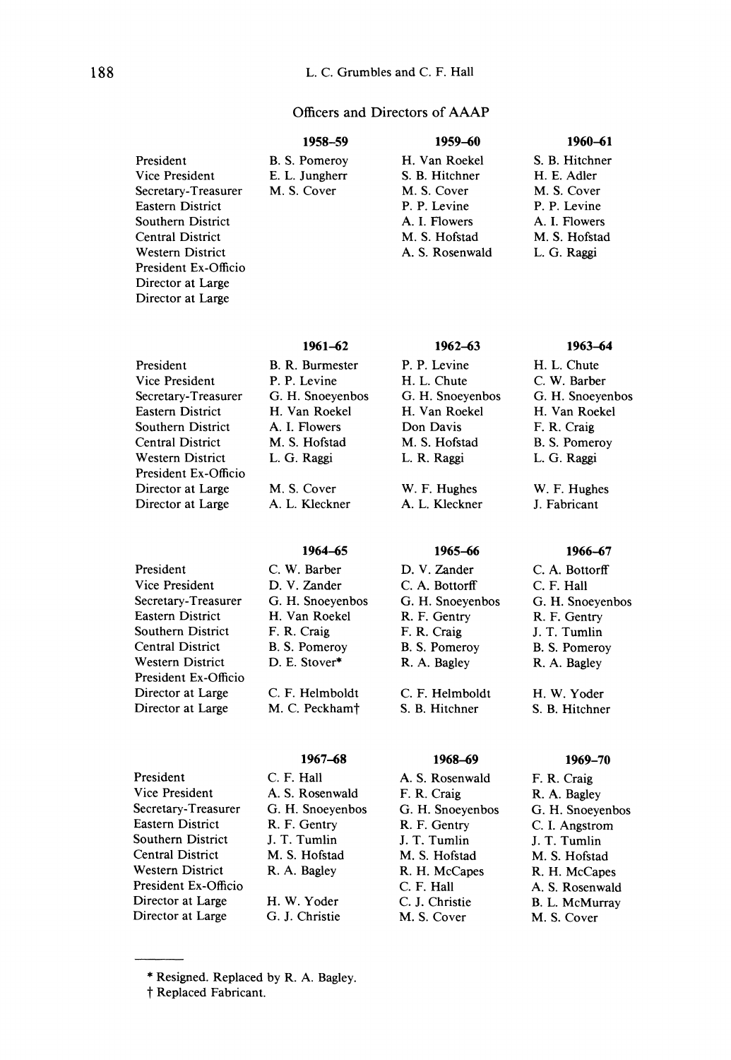Officers and Directors of AAAP

| | 1958–59 | 1959–60 | 1960–61 |
|---|---|---|---|
| President | B. S. Pomeroy | H. Van Roekel | S. B. Hitchner |
| Vice President | E. L. Jungherr | S. B. Hitchner | H. E. Adler |
| Secretary-Treasurer | M. S. Cover | M. S. Cover | M. S. Cover |
| Eastern District | | P. P. Levine | P. P. Levine |
| Southern District | | A. I. Flowers | A. I. Flowers |
| Central District | | M. S. Hofstad | M. S. Hofstad |
| Western District | | A. S. Rosenwald | L. G. Raggi |
| President Ex-Officio | | | |
| Director at Large | | | |
| Director at Large | | | |

| | 1961–62 | 1962–63 | 1963–64 |
|---|---|---|---|
| President | B. R. Burmester | P. P. Levine | H. L. Chute |
| Vice President | P. P. Levine | H. L. Chute | C. W. Barber |
| Secretary-Treasurer | G. H. Snoeyenbos | G. H. Snoeyenbos | G. H. Snoeyenbos |
| Eastern District | H. Van Roekel | H. Van Roekel | H. Van Roekel |
| Southern District | A. I. Flowers | Don Davis | F. R. Craig |
| Central District | M. S. Hofstad | M. S. Hofstad | B. S. Pomeroy |
| Western District | L. G. Raggi | L. R. Raggi | L. G. Raggi |
| President Ex-Officio | | | |
| Director at Large | M. S. Cover | W. F. Hughes | W. F. Hughes |
| Director at Large | A. L. Kleckner | A. L. Kleckner | J. Fabricant |

| | 1964–65 | 1965–66 | 1966–67 |
|---|---|---|---|
| President | C. W. Barber | D. V. Zander | C. A. Bottorff |
| Vice President | D. V. Zander | C. A. Bottorff | C. F. Hall |
| Secretary-Treasurer | G. H. Snoeyenbos | G. H. Snoeyenbos | G. H. Snoeyenbos |
| Eastern District | H. Van Roekel | R. F. Gentry | R. F. Gentry |
| Southern District | F. R. Craig | F. R. Craig | J. T. Tumlin |
| Central District | B. S. Pomeroy | B. S. Pomeroy | B. S. Pomeroy |
| Western District | D. E. Stover* | R. A. Bagley | R. A. Bagley |
| President Ex-Officio | | | |
| Director at Large | C. F. Helmboldt | C. F. Helmboldt | H. W. Yoder |
| Director at Large | M. C. Peckham† | S. B. Hitchner | S. B. Hitchner |

| | 1967–68 | 1968–69 | 1969–70 |
|---|---|---|---|
| President | C. F. Hall | A. S. Rosenwald | F. R. Craig |
| Vice President | A. S. Rosenwald | F. R. Craig | R. A. Bagley |
| Secretary-Treasurer | G. H. Snoeyenbos | G. H. Snoeyenbos | G. H. Snoeyenbos |
| Eastern District | R. F. Gentry | R. F. Gentry | C. I. Angstrom |
| Southern District | J. T. Tumlin | J. T. Tumlin | J. T. Tumlin |
| Central District | M. S. Hofstad | M. S. Hofstad | M. S. Hofstad |
| Western District | R. A. Bagley | R. H. McCapes | R. H. McCapes |
| President Ex-Officio | | C. F. Hall | A. S. Rosenwald |
| Director at Large | H. W. Yoder | C. J. Christie | B. L. McMurray |
| Director at Large | G. J. Christie | M. S. Cover | M. S. Cover |

* Resigned. Replaced by R. A. Bagley.

† Replaced Fabricant.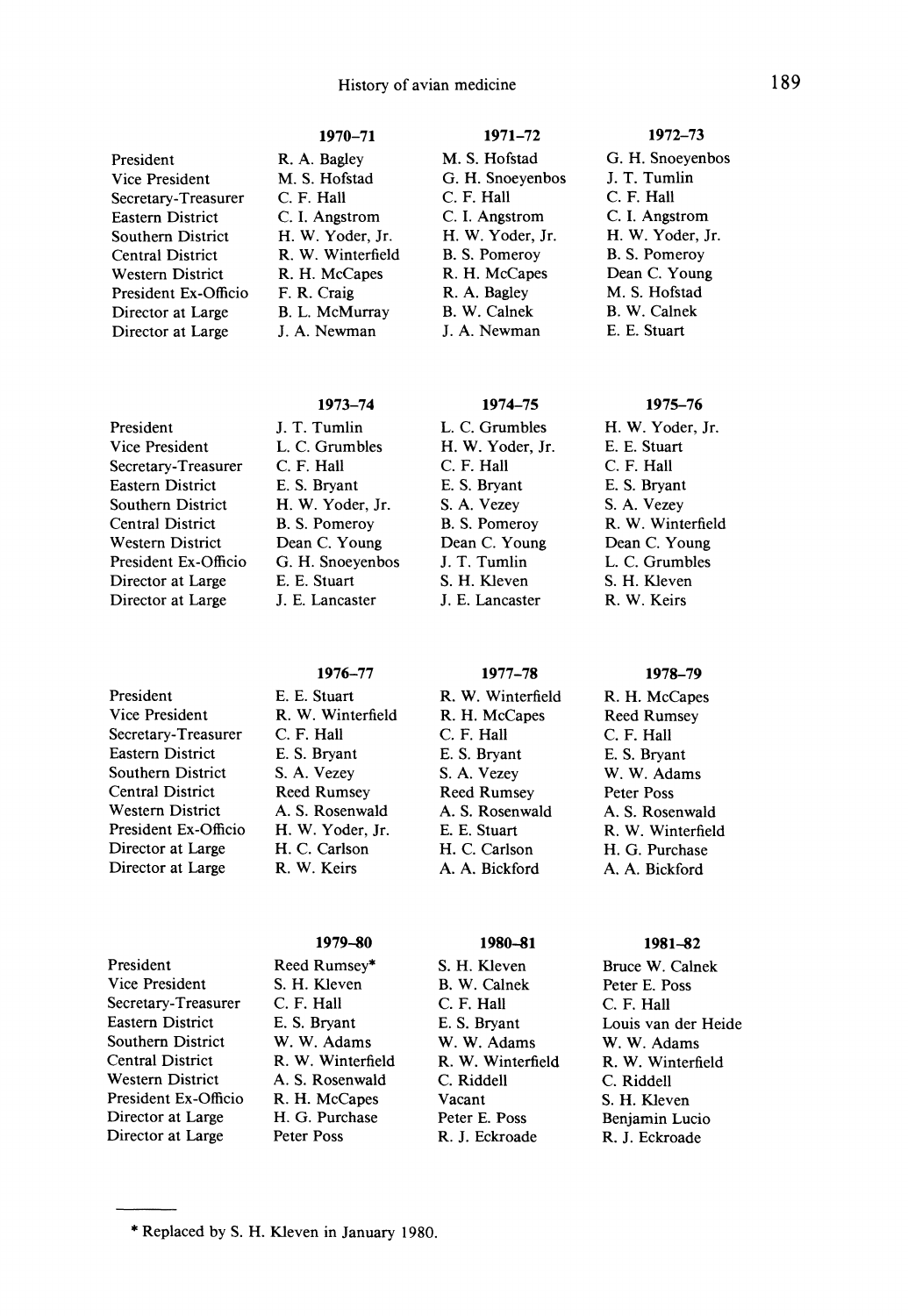| | 1970–71 | 1971–72 | 1972–73 |
|---|---|---|---|
| President | R. A. Bagley | M. S. Hofstad | G. H. Snoeyenbos |
| Vice President | M. S. Hofstad | G. H. Snoeyenbos | J. T. Tumlin |
| Secretary-Treasurer | C. F. Hall | C. F. Hall | C. F. Hall |
| Eastern District | C. I. Angstrom | C. I. Angstrom | C. I. Angstrom |
| Southern District | H. W. Yoder, Jr. | H. W. Yoder, Jr. | H. W. Yoder, Jr. |
| Central District | R. W. Winterfield | B. S. Pomeroy | B. S. Pomeroy |
| Western District | R. H. McCapes | R. H. McCapes | Dean C. Young |
| President Ex-Officio | F. R. Craig | R. A. Bagley | M. S. Hofstad |
| Director at Large | B. L. McMurray | B. W. Calnek | B. W. Calnek |
| Director at Large | J. A. Newman | J. A. Newman | E. E. Stuart |

| | 1973–74 | 1974–75 | 1975–76 |
|---|---|---|---|
| President | J. T. Tumlin | L. C. Grumbles | H. W. Yoder, Jr. |
| Vice President | L. C. Grumbles | H. W. Yoder, Jr. | E. E. Stuart |
| Secretary-Treasurer | C. F. Hall | C. F. Hall | C. F. Hall |
| Eastern District | E. S. Bryant | E. S. Bryant | E. S. Bryant |
| Southern District | H. W. Yoder, Jr. | S. A. Vezey | S. A. Vezey |
| Central District | B. S. Pomeroy | B. S. Pomeroy | R. W. Winterfield |
| Western District | Dean C. Young | Dean C. Young | Dean C. Young |
| President Ex-Officio | G. H. Snoeyenbos | J. T. Tumlin | L. C. Grumbles |
| Director at Large | E. E. Stuart | S. H. Kleven | S. H. Kleven |
| Director at Large | J. E. Lancaster | J. E. Lancaster | R. W. Keirs |

| | 1976–77 | 1977–78 | 1978–79 |
|---|---|---|---|
| President | E. E. Stuart | R. W. Winterfield | R. H. McCapes |
| Vice President | R. W. Winterfield | R. H. McCapes | Reed Rumsey |
| Secretary-Treasurer | C. F. Hall | C. F. Hall | C. F. Hall |
| Eastern District | E. S. Bryant | E. S. Bryant | E. S. Bryant |
| Southern District | S. A. Vezey | S. A. Vezey | W. W. Adams |
| Central District | Reed Rumsey | Reed Rumsey | Peter Poss |
| Western District | A. S. Rosenwald | A. S. Rosenwald | A. S. Rosenwald |
| President Ex-Officio | H. W. Yoder, Jr. | E. E. Stuart | R. W. Winterfield |
| Director at Large | H. C. Carlson | H. C. Carlson | H. G. Purchase |
| Director at Large | R. W. Keirs | A. A. Bickford | A. A. Bickford |

| | 1979–80 | 1980–81 | 1981–82 |
|---|---|---|---|
| President | Reed Rumsey* | S. H. Kleven | Bruce W. Calnek |
| Vice President | S. H. Kleven | B. W. Calnek | Peter E. Poss |
| Secretary-Treasurer | C. F. Hall | C. F. Hall | C. F. Hall |
| Eastern District | E. S. Bryant | E. S. Bryant | Louis van der Heide |
| Southern District | W. W. Adams | W. W. Adams | W. W. Adams |
| Central District | R. W. Winterfield | R. W. Winterfield | R. W. Winterfield |
| Western District | A. S. Rosenwald | C. Riddell | C. Riddell |
| President Ex-Officio | R. H. McCapes | Vacant | S. H. Kleven |
| Director at Large | H. G. Purchase | Peter E. Poss | Benjamin Lucio |
| Director at Large | Peter Poss | R. J. Eckroade | R. J. Eckroade |

* Replaced by S. H. Kleven in January 1980.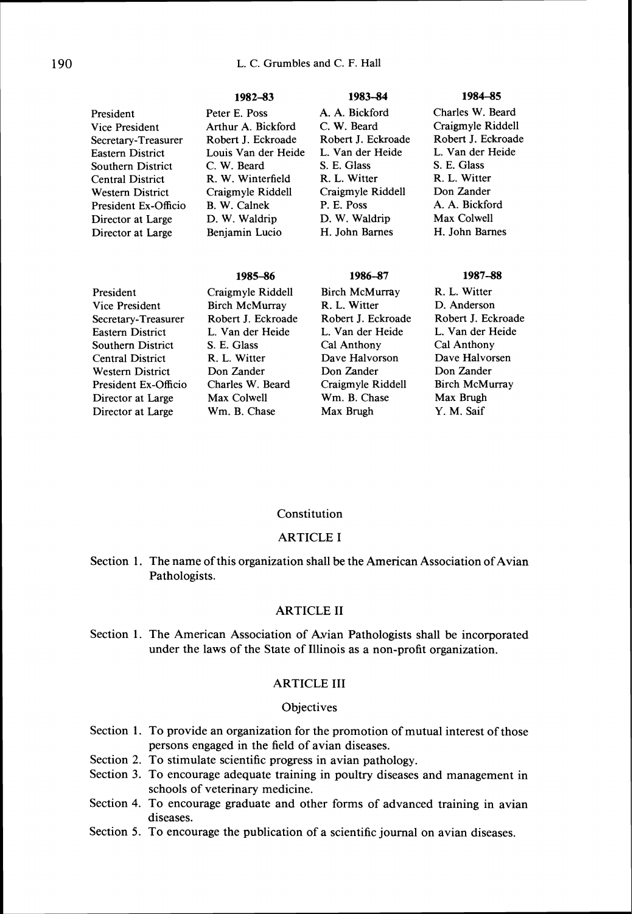| | 1982–83 | 1983–84 | 1984–85 |
|---|---|---|---|
| President | Peter E. Poss | A. A. Bickford | Charles W. Beard |
| Vice President | Arthur A. Bickford | C. W. Beard | Craigmyle Riddell |
| Secretary-Treasurer | Robert J. Eckroade | Robert J. Eckroade | Robert J. Eckroade |
| Eastern District | Louis Van der Heide | L. Van der Heide | L. Van der Heide |
| Southern District | C. W. Beard | S. E. Glass | S. E. Glass |
| Central District | R. W. Winterfield | R. L. Witter | R. L. Witter |
| Western District | Craigmyle Riddell | Craigmyle Riddell | Don Zander |
| President Ex-Officio | B. W. Calnek | P. E. Poss | A. A. Bickford |
| Director at Large | D. W. Waldrip | D. W. Waldrip | Max Colwell |
| Director at Large | Benjamin Lucio | H. John Barnes | H. John Barnes |

| | 1985–86 | 1986–87 | 1987–88 |
|---|---|---|---|
| President | Craigmyle Riddell | Birch McMurray | R. L. Witter |
| Vice President | Birch McMurray | R. L. Witter | D. Anderson |
| Secretary-Treasurer | Robert J. Eckroade | Robert J. Eckroade | Robert J. Eckroade |
| Eastern District | L. Van der Heide | L. Van der Heide | L. Van der Heide |
| Southern District | S. E. Glass | Cal Anthony | Cal Anthony |
| Central District | R. L. Witter | Dave Halvorson | Dave Halvorsen |
| Western District | Don Zander | Don Zander | Don Zander |
| President Ex-Officio | Charles W. Beard | Craigmyle Riddell | Birch McMurray |
| Director at Large | Max Colwell | Wm. B. Chase | Max Brugh |
| Director at Large | Wm. B. Chase | Max Brugh | Y. M. Saif |

## Constitution

### ARTICLE I

Section 1. The name of this organization shall be the American Association of Avian Pathologists.

### ARTICLE II

Section 1. The American Association of Avian Pathologists shall be incorporated under the laws of the State of Illinois as a non-profit organization.

### ARTICLE III

#### Objectives

Section 1. To provide an organization for the promotion of mutual interest of those persons engaged in the field of avian diseases.

Section 2. To stimulate scientific progress in avian pathology.

Section 3. To encourage adequate training in poultry diseases and management in schools of veterinary medicine.

Section 4. To encourage graduate and other forms of advanced training in avian diseases.

Section 5. To encourage the publication of a scientific journal on avian diseases.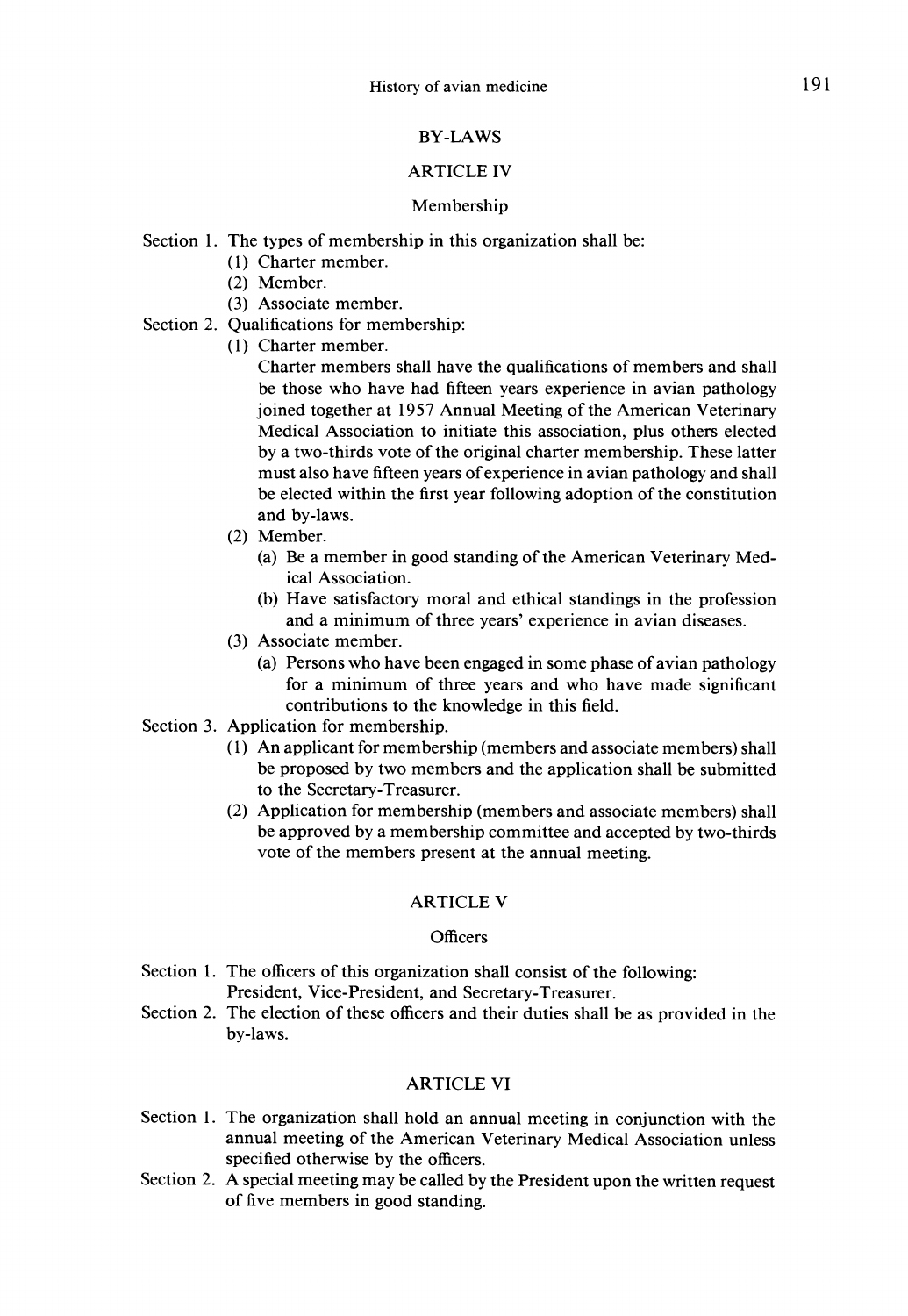## BY-LAWS

### ARTICLE IV

#### Membership

Section 1. The types of membership in this organization shall be:

(1) Charter member.
(2) Member.
(3) Associate member.

Section 2. Qualifications for membership:

(1) Charter member.
Charter members shall have the qualifications of members and shall be those who have had fifteen years experience in avian pathology joined together at 1957 Annual Meeting of the American Veterinary Medical Association to initiate this association, plus others elected by a two-thirds vote of the original charter membership. These latter must also have fifteen years of experience in avian pathology and shall be elected within the first year following adoption of the constitution and by-laws.

(2) Member.
(a) Be a member in good standing of the American Veterinary Medical Association.
(b) Have satisfactory moral and ethical standings in the profession and a minimum of three years' experience in avian diseases.

(3) Associate member.
(a) Persons who have been engaged in some phase of avian pathology for a minimum of three years and who have made significant contributions to the knowledge in this field.

Section 3. Application for membership.

(1) An applicant for membership (members and associate members) shall be proposed by two members and the application shall be submitted to the Secretary-Treasurer.
(2) Application for membership (members and associate members) shall be approved by a membership committee and accepted by two-thirds vote of the members present at the annual meeting.

### ARTICLE V

#### Officers

Section 1. The officers of this organization shall consist of the following: President, Vice-President, and Secretary-Treasurer.

Section 2. The election of these officers and their duties shall be as provided in the by-laws.

### ARTICLE VI

Section 1. The organization shall hold an annual meeting in conjunction with the annual meeting of the American Veterinary Medical Association unless specified otherwise by the officers.

Section 2. A special meeting may be called by the President upon the written request of five members in good standing.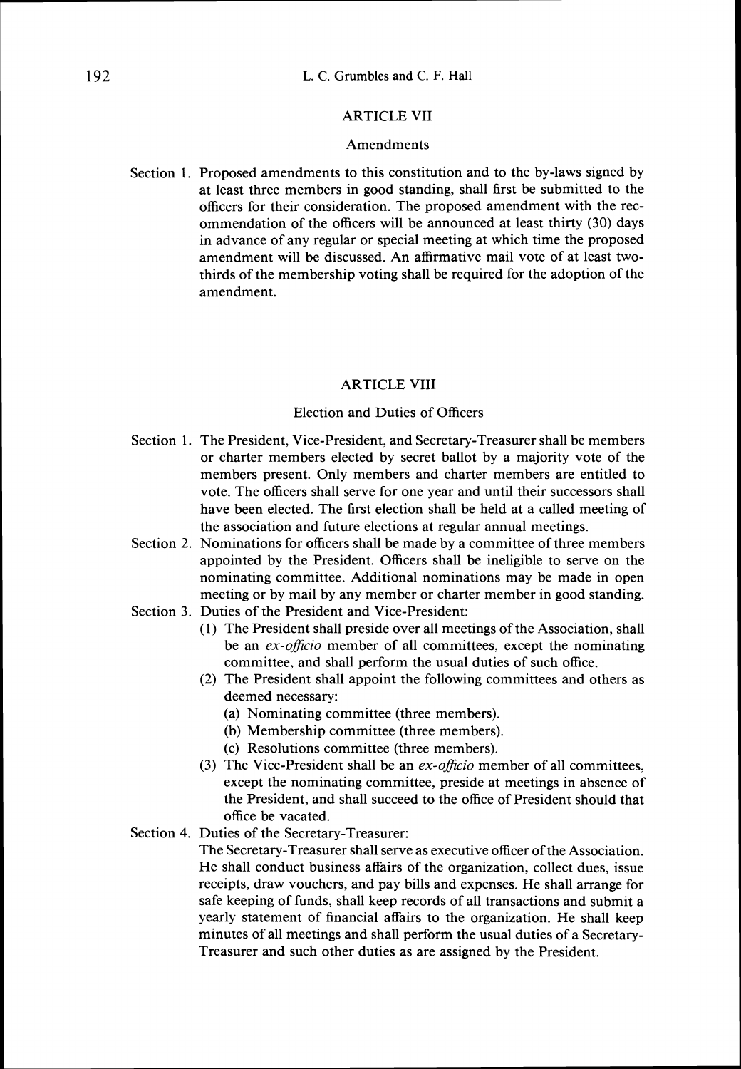## ARTICLE VII

### Amendments

Section 1. Proposed amendments to this constitution and to the by-laws signed by at least three members in good standing, shall first be submitted to the officers for their consideration. The proposed amendment with the recommendation of the officers will be announced at least thirty (30) days in advance of any regular or special meeting at which time the proposed amendment will be discussed. An affirmative mail vote of at least two-thirds of the membership voting shall be required for the adoption of the amendment.

## ARTICLE VIII

### Election and Duties of Officers

Section 1. The President, Vice-President, and Secretary-Treasurer shall be members or charter members elected by secret ballot by a majority vote of the members present. Only members and charter members are entitled to vote. The officers shall serve for one year and until their successors shall have been elected. The first election shall be held at a called meeting of the association and future elections at regular annual meetings.

Section 2. Nominations for officers shall be made by a committee of three members appointed by the President. Officers shall be ineligible to serve on the nominating committee. Additional nominations may be made in open meeting or by mail by any member or charter member in good standing.

Section 3. Duties of the President and Vice-President:

(1) The President shall preside over all meetings of the Association, shall be an *ex-officio* member of all committees, except the nominating committee, and shall perform the usual duties of such office.

(2) The President shall appoint the following committees and others as deemed necessary:

(a) Nominating committee (three members).

(b) Membership committee (three members).

(c) Resolutions committee (three members).

(3) The Vice-President shall be an *ex-officio* member of all committees, except the nominating committee, preside at meetings in absence of the President, and shall succeed to the office of President should that office be vacated.

Section 4. Duties of the Secretary-Treasurer:

The Secretary-Treasurer shall serve as executive officer of the Association. He shall conduct business affairs of the organization, collect dues, issue receipts, draw vouchers, and pay bills and expenses. He shall arrange for safe keeping of funds, shall keep records of all transactions and submit a yearly statement of financial affairs to the organization. He shall keep minutes of all meetings and shall perform the usual duties of a Secretary-Treasurer and such other duties as are assigned by the President.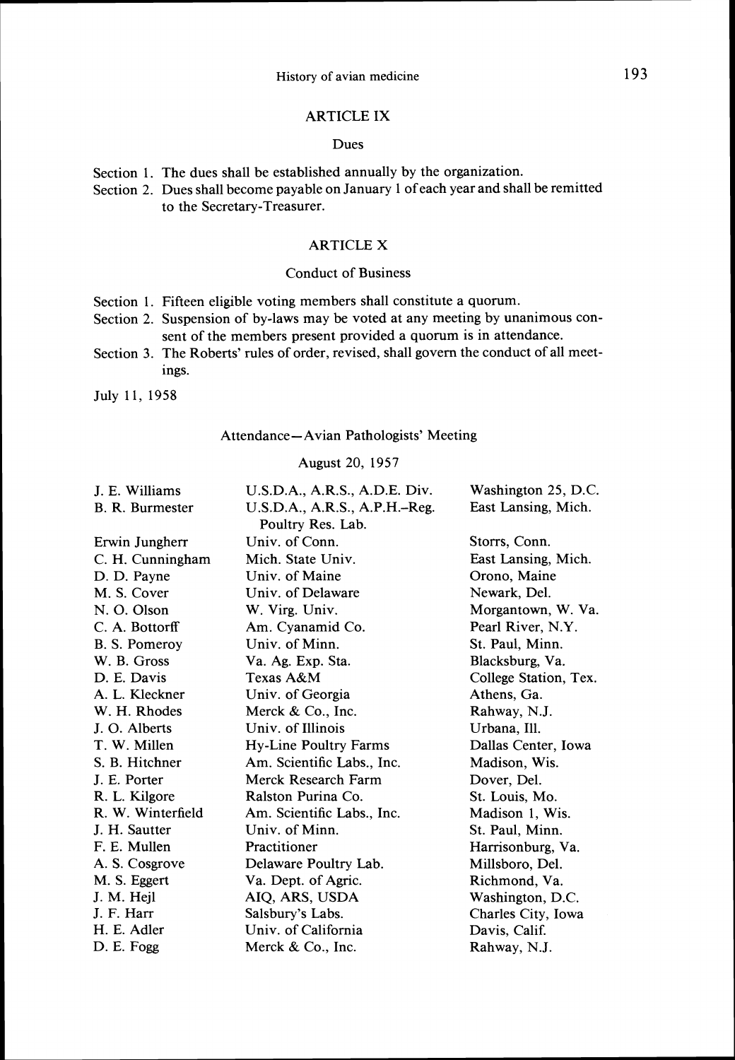## ARTICLE IX

### Dues

Section 1. The dues shall be established annually by the organization.

Section 2. Dues shall become payable on January 1 of each year and shall be remitted to the Secretary-Treasurer.

## ARTICLE X

### Conduct of Business

Section 1. Fifteen eligible voting members shall constitute a quorum.

Section 2. Suspension of by-laws may be voted at any meeting by unanimous consent of the members present provided a quorum is in attendance.

Section 3. The Roberts' rules of order, revised, shall govern the conduct of all meetings.

July 11, 1958

### Attendance—Avian Pathologists' Meeting

August 20, 1957

| | | |
|---|---|---|
| J. E. Williams | U.S.D.A., A.R.S., A.D.E. Div. | Washington 25, D.C. |
| B. R. Burmester | U.S.D.A., A.R.S., A.P.H.–Reg. Poultry Res. Lab. | East Lansing, Mich. |
| Erwin Jungherr | Univ. of Conn. | Storrs, Conn. |
| C. H. Cunningham | Mich. State Univ. | East Lansing, Mich. |
| D. D. Payne | Univ. of Maine | Orono, Maine |
| M. S. Cover | Univ. of Delaware | Newark, Del. |
| N. O. Olson | W. Virg. Univ. | Morgantown, W. Va. |
| C. A. Bottorff | Am. Cyanamid Co. | Pearl River, N.Y. |
| B. S. Pomeroy | Univ. of Minn. | St. Paul, Minn. |
| W. B. Gross | Va. Ag. Exp. Sta. | Blacksburg, Va. |
| D. E. Davis | Texas A&M | College Station, Tex. |
| A. L. Kleckner | Univ. of Georgia | Athens, Ga. |
| W. H. Rhodes | Merck & Co., Inc. | Rahway, N.J. |
| J. O. Alberts | Univ. of Illinois | Urbana, Ill. |
| T. W. Millen | Hy-Line Poultry Farms | Dallas Center, Iowa |
| S. B. Hitchner | Am. Scientific Labs., Inc. | Madison, Wis. |
| J. E. Porter | Merck Research Farm | Dover, Del. |
| R. L. Kilgore | Ralston Purina Co. | St. Louis, Mo. |
| R. W. Winterfield | Am. Scientific Labs., Inc. | Madison 1, Wis. |
| J. H. Sautter | Univ. of Minn. | St. Paul, Minn. |
| F. E. Mullen | Practitioner | Harrisonburg, Va. |
| A. S. Cosgrove | Delaware Poultry Lab. | Millsboro, Del. |
| M. S. Eggert | Va. Dept. of Agric. | Richmond, Va. |
| J. M. Hejl | AIQ, ARS, USDA | Washington, D.C. |
| J. F. Harr | Salsbury's Labs. | Charles City, Iowa |
| H. E. Adler | Univ. of California | Davis, Calif. |
| D. E. Fogg | Merck & Co., Inc. | Rahway, N.J. |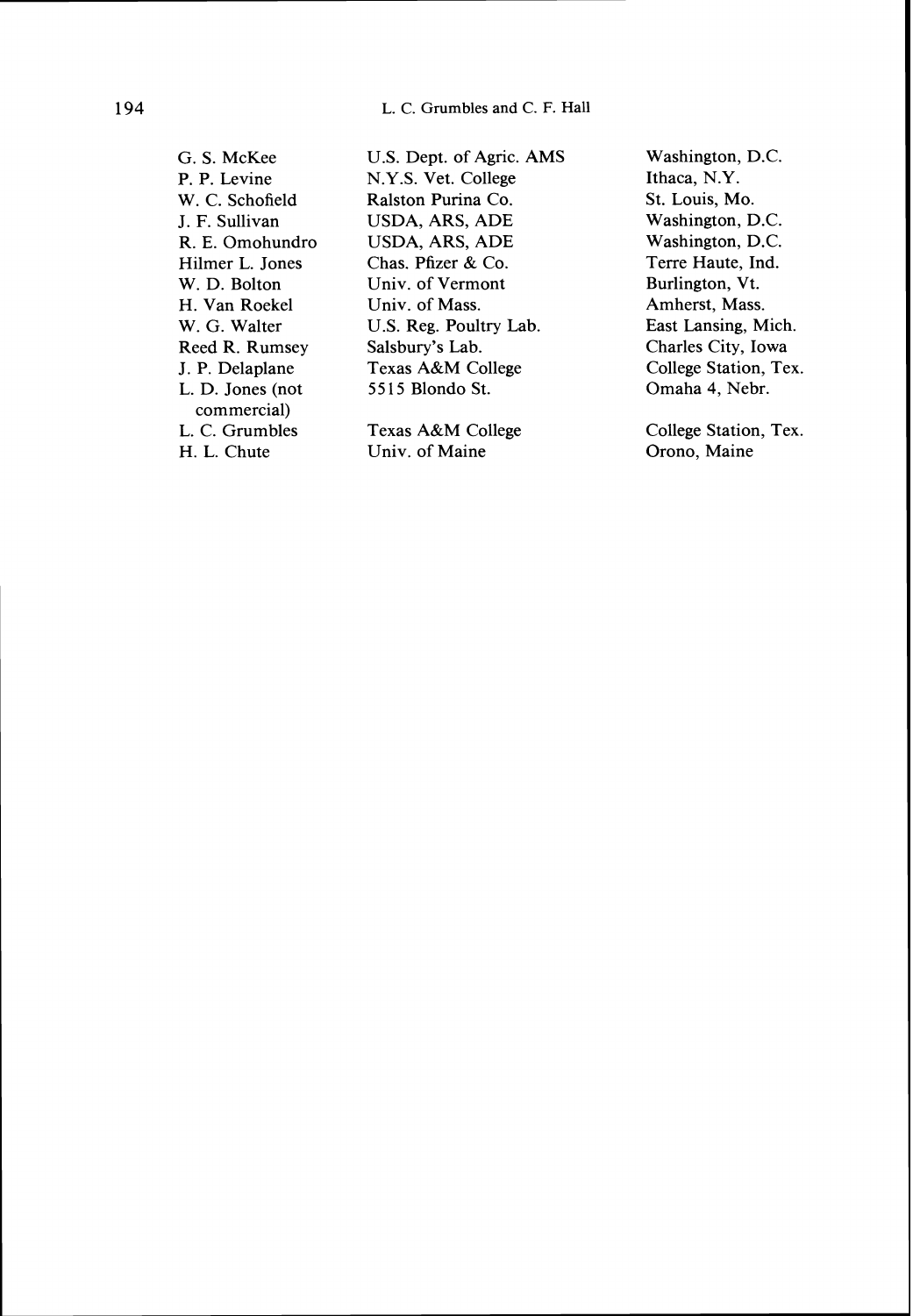| | | |
|---|---|---|
| G. S. McKee | U.S. Dept. of Agric. AMS | Washington, D.C. |
| P. P. Levine | N.Y.S. Vet. College | Ithaca, N.Y. |
| W. C. Schofield | Ralston Purina Co. | St. Louis, Mo. |
| J. F. Sullivan | USDA, ARS, ADE | Washington, D.C. |
| R. E. Omohundro | USDA, ARS, ADE | Washington, D.C. |
| Hilmer L. Jones | Chas. Pfizer & Co. | Terre Haute, Ind. |
| W. D. Bolton | Univ. of Vermont | Burlington, Vt. |
| H. Van Roekel | Univ. of Mass. | Amherst, Mass. |
| W. G. Walter | U.S. Reg. Poultry Lab. | East Lansing, Mich. |
| Reed R. Rumsey | Salsbury's Lab. | Charles City, Iowa |
| J. P. Delaplane | Texas A&M College | College Station, Tex. |
| L. D. Jones (not commercial) | 5515 Blondo St. | Omaha 4, Nebr. |
| L. C. Grumbles | Texas A&M College | College Station, Tex. |
| H. L. Chute | Univ. of Maine | Orono, Maine |